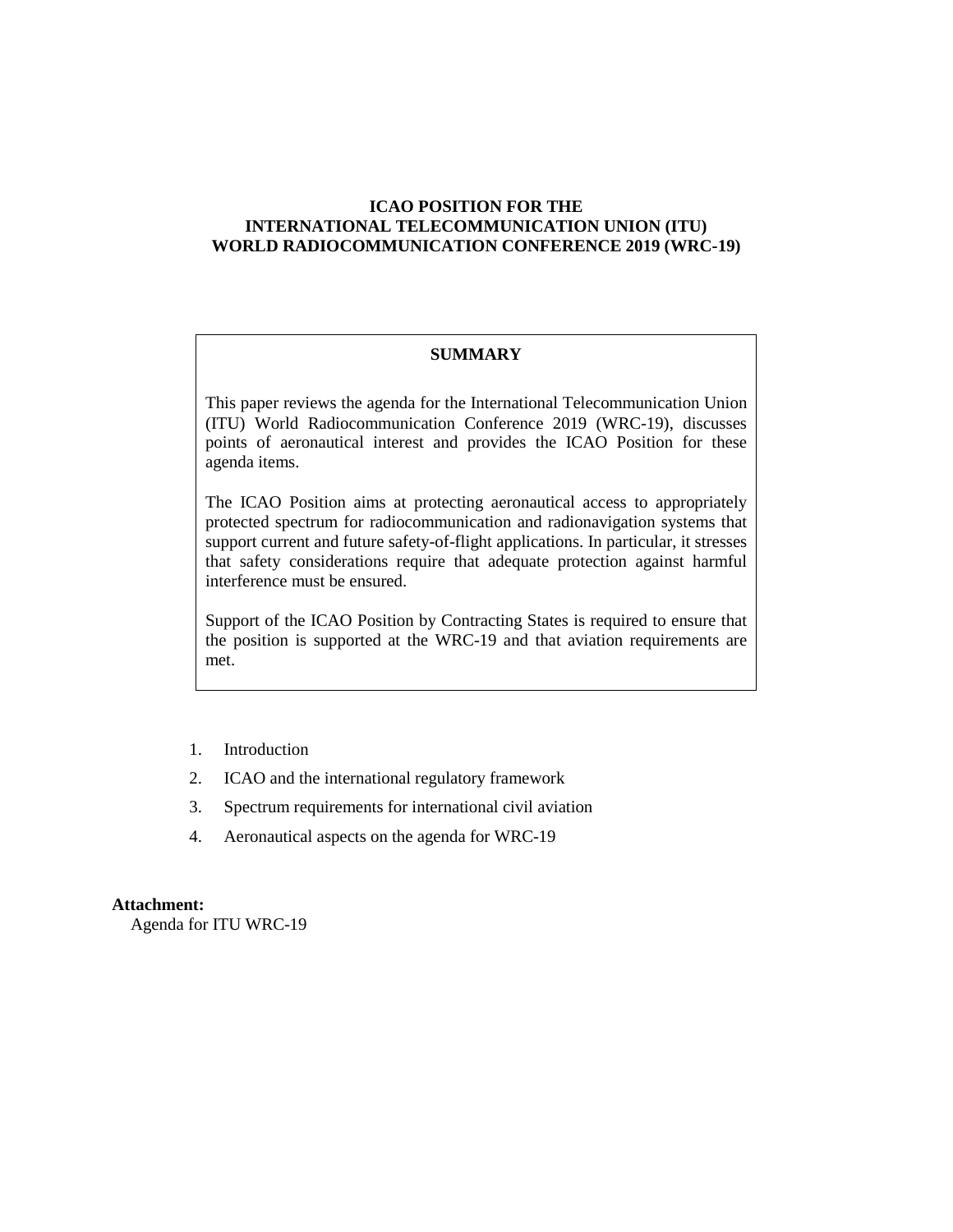# ICAO POSITION FOR THE INTERNATIONAL TELECOMMUNICATION UNION (ITU) WORLD RADIOCOMMUNICATION CONFERENCE 2019 (WRC-19)

## SUMMARY

This paper reviews the agenda for the International Telecommunication Union (ITU) World Radiocommunication Conference 2019 (WRC-19), discusses points of aeronautical interest and provides the ICAO Position for these agenda items.

The ICAO Position aims at protecting aeronautical access to appropriately protected spectrum for radiocommunication and radionavigation systems that support current and future safety-of-flight applications. In particular, it stresses that safety considerations require that adequate protection against harmful interference must be ensured.

Support of the ICAO Position by Contracting States is required to ensure that the position is supported at the WRC-19 and that aviation requirements are met.

1. Introduction
2. ICAO and the international regulatory framework
3. Spectrum requirements for international civil aviation
4. Aeronautical aspects on the agenda for WRC-19

**Attachment:**
Agenda for ITU WRC-19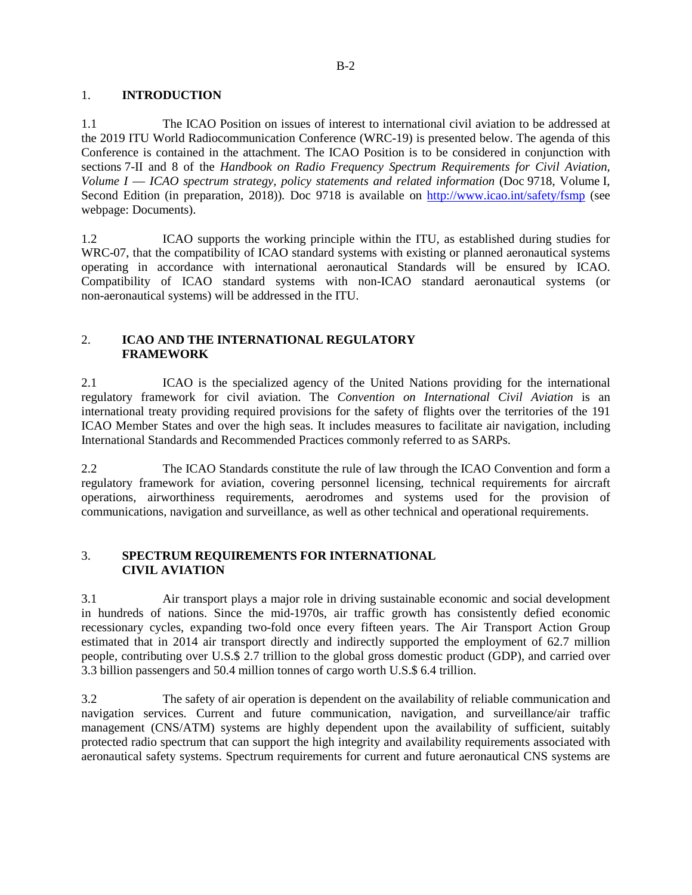## 1. INTRODUCTION

1.1 The ICAO Position on issues of interest to international civil aviation to be addressed at the 2019 ITU World Radiocommunication Conference (WRC-19) is presented below. The agenda of this Conference is contained in the attachment. The ICAO Position is to be considered in conjunction with sections 7-II and 8 of the *Handbook on Radio Frequency Spectrum Requirements for Civil Aviation, Volume I — ICAO spectrum strategy, policy statements and related information* (Doc 9718, Volume I, Second Edition (in preparation, 2018)). Doc 9718 is available on http://www.icao.int/safety/fsmp (see webpage: Documents).

1.2 ICAO supports the working principle within the ITU, as established during studies for WRC-07, that the compatibility of ICAO standard systems with existing or planned aeronautical systems operating in accordance with international aeronautical Standards will be ensured by ICAO. Compatibility of ICAO standard systems with non-ICAO standard aeronautical systems (or non-aeronautical systems) will be addressed in the ITU.

## 2. ICAO AND THE INTERNATIONAL REGULATORY FRAMEWORK

2.1 ICAO is the specialized agency of the United Nations providing for the international regulatory framework for civil aviation. The *Convention on International Civil Aviation* is an international treaty providing required provisions for the safety of flights over the territories of the 191 ICAO Member States and over the high seas. It includes measures to facilitate air navigation, including International Standards and Recommended Practices commonly referred to as SARPs.

2.2 The ICAO Standards constitute the rule of law through the ICAO Convention and form a regulatory framework for aviation, covering personnel licensing, technical requirements for aircraft operations, airworthiness requirements, aerodromes and systems used for the provision of communications, navigation and surveillance, as well as other technical and operational requirements.

## 3. SPECTRUM REQUIREMENTS FOR INTERNATIONAL CIVIL AVIATION

3.1 Air transport plays a major role in driving sustainable economic and social development in hundreds of nations. Since the mid-1970s, air traffic growth has consistently defied economic recessionary cycles, expanding two-fold once every fifteen years. The Air Transport Action Group estimated that in 2014 air transport directly and indirectly supported the employment of 62.7 million people, contributing over U.S.$ 2.7 trillion to the global gross domestic product (GDP), and carried over 3.3 billion passengers and 50.4 million tonnes of cargo worth U.S.$ 6.4 trillion.

3.2 The safety of air operation is dependent on the availability of reliable communication and navigation services. Current and future communication, navigation, and surveillance/air traffic management (CNS/ATM) systems are highly dependent upon the availability of sufficient, suitably protected radio spectrum that can support the high integrity and availability requirements associated with aeronautical safety systems. Spectrum requirements for current and future aeronautical CNS systems are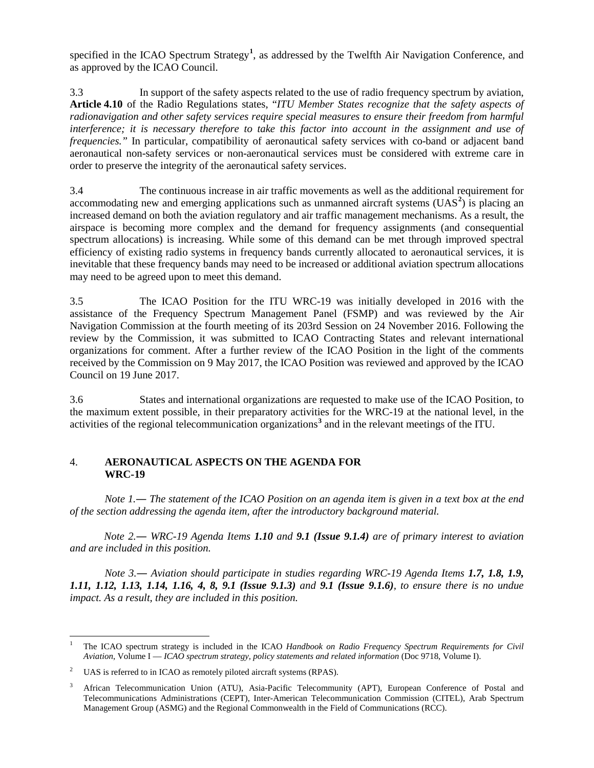specified in the ICAO Spectrum Strategy[1], as addressed by the Twelfth Air Navigation Conference, and as approved by the ICAO Council.

3.3 In support of the safety aspects related to the use of radio frequency spectrum by aviation, **Article 4.10** of the Radio Regulations states, "*ITU Member States recognize that the safety aspects of radionavigation and other safety services require special measures to ensure their freedom from harmful interference; it is necessary therefore to take this factor into account in the assignment and use of frequencies.*" In particular, compatibility of aeronautical safety services with co-band or adjacent band aeronautical non-safety services or non-aeronautical services must be considered with extreme care in order to preserve the integrity of the aeronautical safety services.

3.4 The continuous increase in air traffic movements as well as the additional requirement for accommodating new and emerging applications such as unmanned aircraft systems (UAS[2]) is placing an increased demand on both the aviation regulatory and air traffic management mechanisms. As a result, the airspace is becoming more complex and the demand for frequency assignments (and consequential spectrum allocations) is increasing. While some of this demand can be met through improved spectral efficiency of existing radio systems in frequency bands currently allocated to aeronautical services, it is inevitable that these frequency bands may need to be increased or additional aviation spectrum allocations may need to be agreed upon to meet this demand.

3.5 The ICAO Position for the ITU WRC-19 was initially developed in 2016 with the assistance of the Frequency Spectrum Management Panel (FSMP) and was reviewed by the Air Navigation Commission at the fourth meeting of its 203rd Session on 24 November 2016. Following the review by the Commission, it was submitted to ICAO Contracting States and relevant international organizations for comment. After a further review of the ICAO Position in the light of the comments received by the Commission on 9 May 2017, the ICAO Position was reviewed and approved by the ICAO Council on 19 June 2017.

3.6 States and international organizations are requested to make use of the ICAO Position, to the maximum extent possible, in their preparatory activities for the WRC-19 at the national level, in the activities of the regional telecommunication organizations[3] and in the relevant meetings of the ITU.

## 4. AERONAUTICAL ASPECTS ON THE AGENDA FOR WRC-19

*Note 1.— The statement of the ICAO Position on an agenda item is given in a text box at the end of the section addressing the agenda item, after the introductory background material.*

*Note 2.— WRC-19 Agenda Items **1.10** and **9.1 (Issue 9.1.4)** are of primary interest to aviation and are included in this position.*

*Note 3.— Aviation should participate in studies regarding WRC-19 Agenda Items **1.7, 1.8, 1.9, 1.11, 1.12, 1.13, 1.14, 1.16, 4, 8, 9.1 (Issue 9.1.3)** and **9.1 (Issue 9.1.6)**, to ensure there is no undue impact. As a result, they are included in this position.*

---

[1] The ICAO spectrum strategy is included in the ICAO *Handbook on Radio Frequency Spectrum Requirements for Civil Aviation*, Volume I — *ICAO spectrum strategy, policy statements and related information* (Doc 9718, Volume I).

[2] UAS is referred to in ICAO as remotely piloted aircraft systems (RPAS).

[3] African Telecommunication Union (ATU), Asia-Pacific Telecommunity (APT), European Conference of Postal and Telecommunications Administrations (CEPT), Inter-American Telecommunication Commission (CITEL), Arab Spectrum Management Group (ASMG) and the Regional Commonwealth in the Field of Communications (RCC).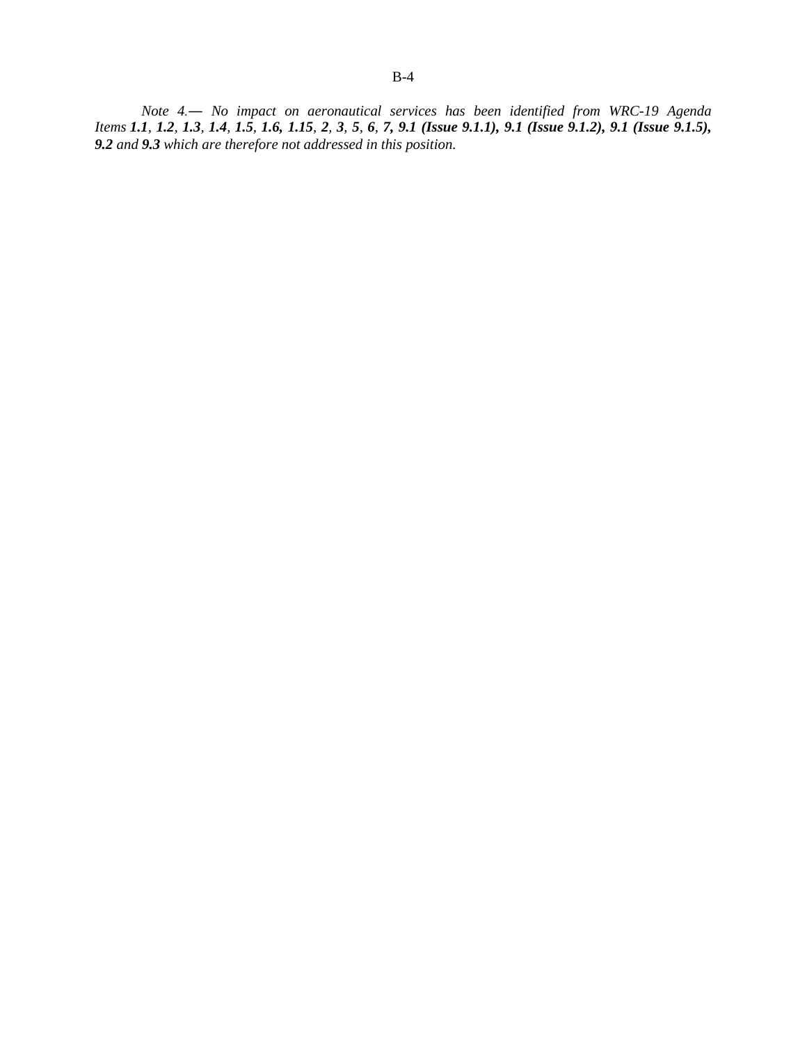*Note 4.— No impact on aeronautical services has been identified from WRC-19 Agenda Items* ***1.1****,* ***1.2****,* ***1.3****,* ***1.4****,* ***1.5****,* ***1.6, 1.15****,* ***2****,* ***3****,* ***5****,* ***6****,* ***7, 9.1 (Issue 9.1.1), 9.1 (Issue 9.1.2), 9.1 (Issue 9.1.5), 9.2*** *and* ***9.3*** *which are therefore not addressed in this position.*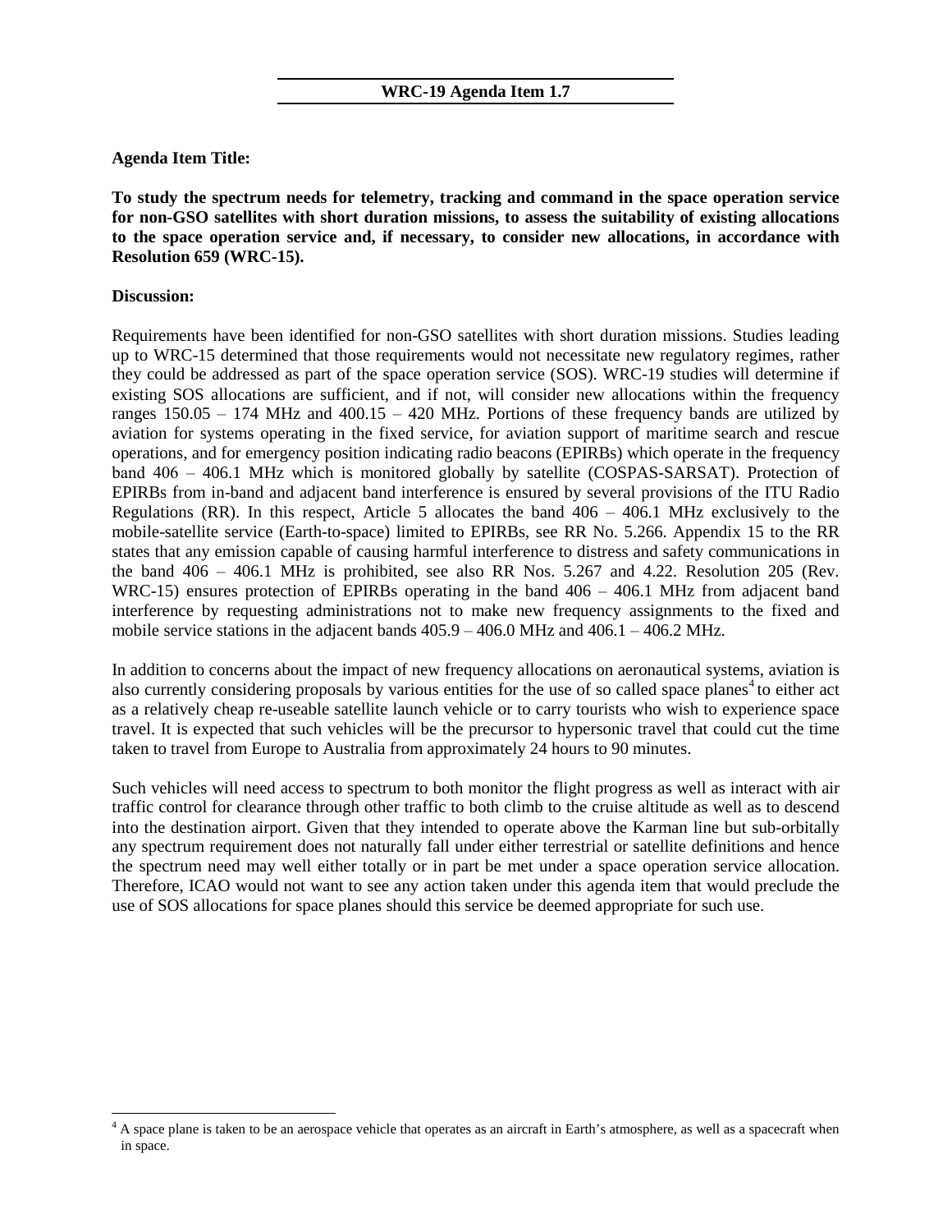## WRC-19 Agenda Item 1.7

**Agenda Item Title:**

**To study the spectrum needs for telemetry, tracking and command in the space operation service for non-GSO satellites with short duration missions, to assess the suitability of existing allocations to the space operation service and, if necessary, to consider new allocations, in accordance with Resolution 659 (WRC-15).**

**Discussion:**

Requirements have been identified for non-GSO satellites with short duration missions. Studies leading up to WRC-15 determined that those requirements would not necessitate new regulatory regimes, rather they could be addressed as part of the space operation service (SOS). WRC-19 studies will determine if existing SOS allocations are sufficient, and if not, will consider new allocations within the frequency ranges 150.05 – 174 MHz and 400.15 – 420 MHz. Portions of these frequency bands are utilized by aviation for systems operating in the fixed service, for aviation support of maritime search and rescue operations, and for emergency position indicating radio beacons (EPIRBs) which operate in the frequency band 406 – 406.1 MHz which is monitored globally by satellite (COSPAS-SARSAT). Protection of EPIRBs from in-band and adjacent band interference is ensured by several provisions of the ITU Radio Regulations (RR). In this respect, Article 5 allocates the band 406 – 406.1 MHz exclusively to the mobile-satellite service (Earth-to-space) limited to EPIRBs, see RR No. 5.266. Appendix 15 to the RR states that any emission capable of causing harmful interference to distress and safety communications in the band 406 – 406.1 MHz is prohibited, see also RR Nos. 5.267 and 4.22. Resolution 205 (Rev. WRC-15) ensures protection of EPIRBs operating in the band 406 – 406.1 MHz from adjacent band interference by requesting administrations not to make new frequency assignments to the fixed and mobile service stations in the adjacent bands 405.9 – 406.0 MHz and 406.1 – 406.2 MHz.

In addition to concerns about the impact of new frequency allocations on aeronautical systems, aviation is also currently considering proposals by various entities for the use of so called space planes[4] to either act as a relatively cheap re-useable satellite launch vehicle or to carry tourists who wish to experience space travel. It is expected that such vehicles will be the precursor to hypersonic travel that could cut the time taken to travel from Europe to Australia from approximately 24 hours to 90 minutes.

Such vehicles will need access to spectrum to both monitor the flight progress as well as interact with air traffic control for clearance through other traffic to both climb to the cruise altitude as well as to descend into the destination airport. Given that they intended to operate above the Karman line but sub-orbitally any spectrum requirement does not naturally fall under either terrestrial or satellite definitions and hence the spectrum need may well either totally or in part be met under a space operation service allocation. Therefore, ICAO would not want to see any action taken under this agenda item that would preclude the use of SOS allocations for space planes should this service be deemed appropriate for such use.

[4] A space plane is taken to be an aerospace vehicle that operates as an aircraft in Earth's atmosphere, as well as a spacecraft when in space.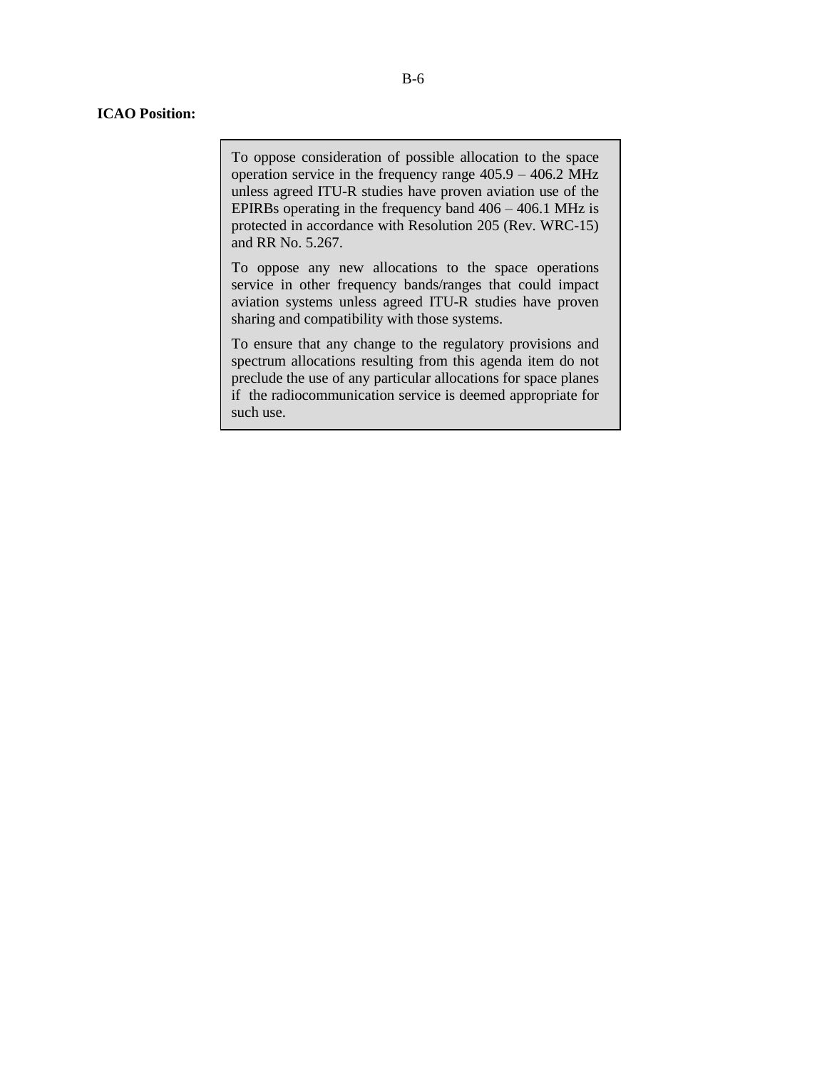**ICAO Position:**

> To oppose consideration of possible allocation to the space operation service in the frequency range 405.9 – 406.2 MHz unless agreed ITU-R studies have proven aviation use of the EPIRBs operating in the frequency band 406 – 406.1 MHz is protected in accordance with Resolution 205 (Rev. WRC-15) and RR No. 5.267.
>
> To oppose any new allocations to the space operations service in other frequency bands/ranges that could impact aviation systems unless agreed ITU-R studies have proven sharing and compatibility with those systems.
>
> To ensure that any change to the regulatory provisions and spectrum allocations resulting from this agenda item do not preclude the use of any particular allocations for space planes if the radiocommunication service is deemed appropriate for such use.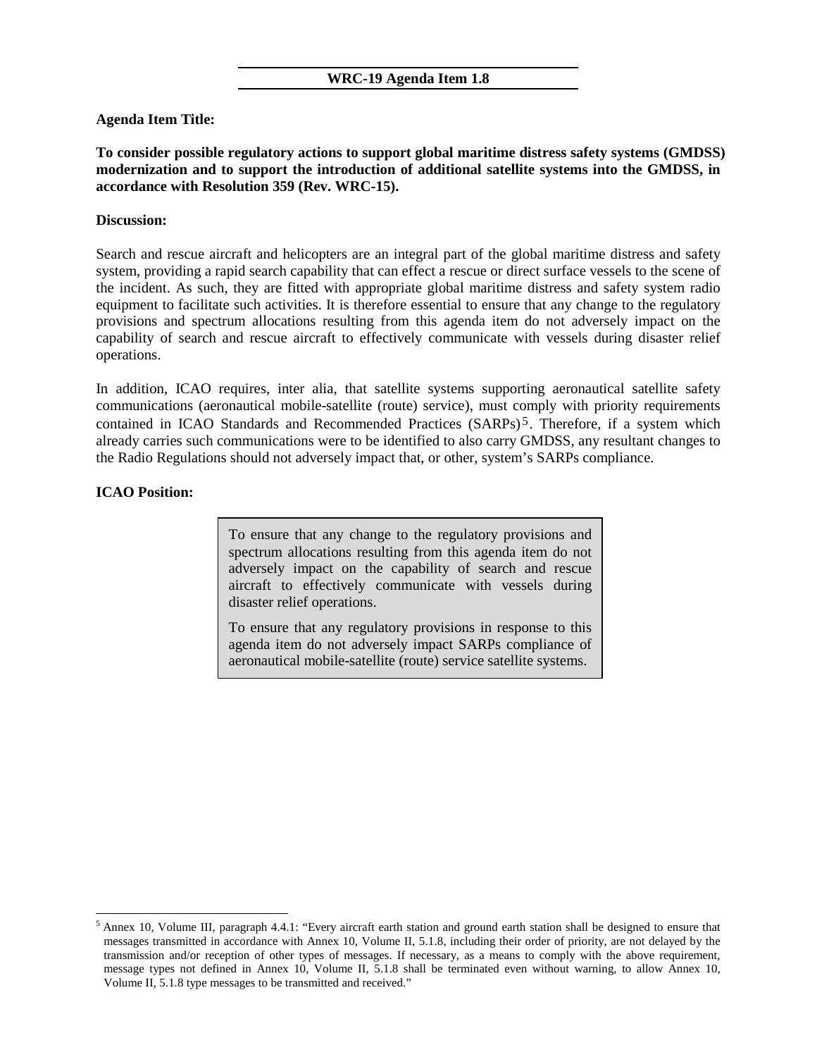## WRC-19 Agenda Item 1.8

**Agenda Item Title:**

**To consider possible regulatory actions to support global maritime distress safety systems (GMDSS) modernization and to support the introduction of additional satellite systems into the GMDSS, in accordance with Resolution 359 (Rev. WRC-15).**

**Discussion:**

Search and rescue aircraft and helicopters are an integral part of the global maritime distress and safety system, providing a rapid search capability that can effect a rescue or direct surface vessels to the scene of the incident. As such, they are fitted with appropriate global maritime distress and safety system radio equipment to facilitate such activities. It is therefore essential to ensure that any change to the regulatory provisions and spectrum allocations resulting from this agenda item do not adversely impact on the capability of search and rescue aircraft to effectively communicate with vessels during disaster relief operations.

In addition, ICAO requires, inter alia, that satellite systems supporting aeronautical satellite safety communications (aeronautical mobile-satellite (route) service), must comply with priority requirements contained in ICAO Standards and Recommended Practices (SARPs)[5]. Therefore, if a system which already carries such communications were to be identified to also carry GMDSS, any resultant changes to the Radio Regulations should not adversely impact that, or other, system's SARPs compliance.

**ICAO Position:**

> To ensure that any change to the regulatory provisions and spectrum allocations resulting from this agenda item do not adversely impact on the capability of search and rescue aircraft to effectively communicate with vessels during disaster relief operations.
>
> To ensure that any regulatory provisions in response to this agenda item do not adversely impact SARPs compliance of aeronautical mobile-satellite (route) service satellite systems.

[5] Annex 10, Volume III, paragraph 4.4.1: "Every aircraft earth station and ground earth station shall be designed to ensure that messages transmitted in accordance with Annex 10, Volume II, 5.1.8, including their order of priority, are not delayed by the transmission and/or reception of other types of messages. If necessary, as a means to comply with the above requirement, message types not defined in Annex 10, Volume II, 5.1.8 shall be terminated even without warning, to allow Annex 10, Volume II, 5.1.8 type messages to be transmitted and received."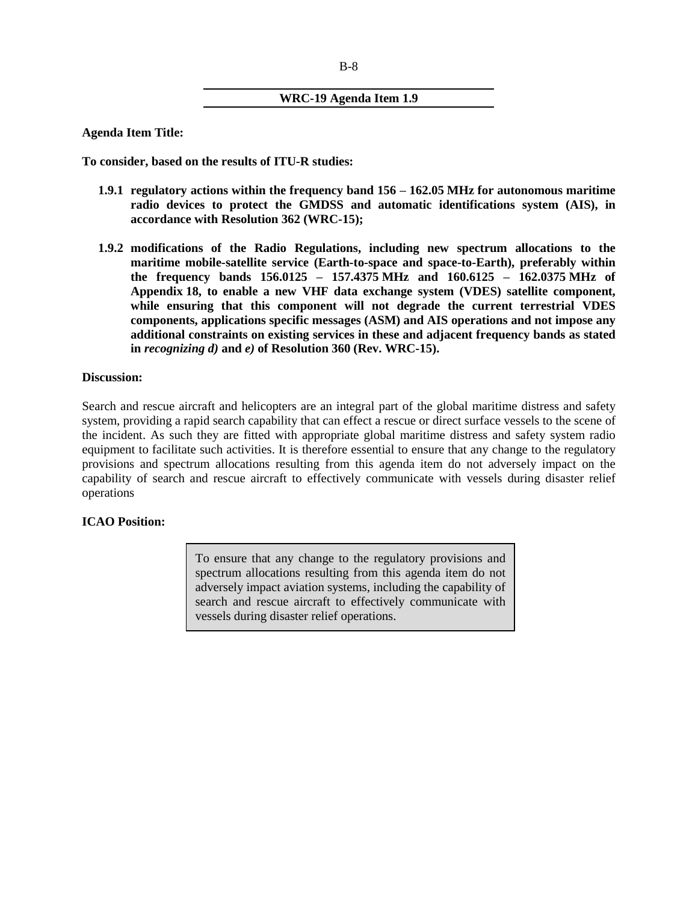## WRC-19 Agenda Item 1.9

**Agenda Item Title:**

**To consider, based on the results of ITU-R studies:**

**1.9.1 regulatory actions within the frequency band 156 – 162.05 MHz for autonomous maritime radio devices to protect the GMDSS and automatic identifications system (AIS), in accordance with Resolution 362 (WRC-15);**

**1.9.2 modifications of the Radio Regulations, including new spectrum allocations to the maritime mobile-satellite service (Earth-to-space and space-to-Earth), preferably within the frequency bands 156.0125 – 157.4375 MHz and 160.6125 – 162.0375 MHz of Appendix 18, to enable a new VHF data exchange system (VDES) satellite component, while ensuring that this component will not degrade the current terrestrial VDES components, applications specific messages (ASM) and AIS operations and not impose any additional constraints on existing services in these and adjacent frequency bands as stated in *recognizing d)* and *e)* of Resolution 360 (Rev. WRC-15).**

**Discussion:**

Search and rescue aircraft and helicopters are an integral part of the global maritime distress and safety system, providing a rapid search capability that can effect a rescue or direct surface vessels to the scene of the incident. As such they are fitted with appropriate global maritime distress and safety system radio equipment to facilitate such activities. It is therefore essential to ensure that any change to the regulatory provisions and spectrum allocations resulting from this agenda item do not adversely impact on the capability of search and rescue aircraft to effectively communicate with vessels during disaster relief operations

**ICAO Position:**

> To ensure that any change to the regulatory provisions and spectrum allocations resulting from this agenda item do not adversely impact aviation systems, including the capability of search and rescue aircraft to effectively communicate with vessels during disaster relief operations.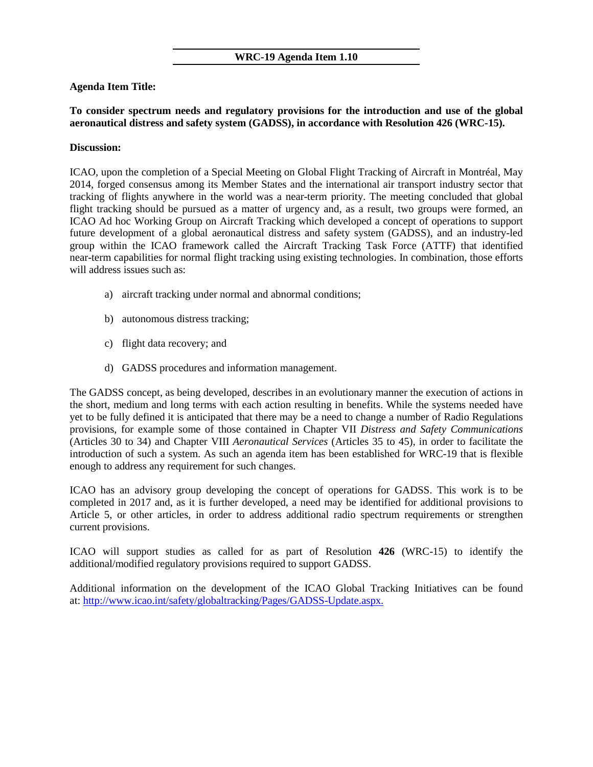## WRC-19 Agenda Item 1.10

**Agenda Item Title:**

**To consider spectrum needs and regulatory provisions for the introduction and use of the global aeronautical distress and safety system (GADSS), in accordance with Resolution 426 (WRC-15).**

**Discussion:**

ICAO, upon the completion of a Special Meeting on Global Flight Tracking of Aircraft in Montréal, May 2014, forged consensus among its Member States and the international air transport industry sector that tracking of flights anywhere in the world was a near-term priority. The meeting concluded that global flight tracking should be pursued as a matter of urgency and, as a result, two groups were formed, an ICAO Ad hoc Working Group on Aircraft Tracking which developed a concept of operations to support future development of a global aeronautical distress and safety system (GADSS), and an industry-led group within the ICAO framework called the Aircraft Tracking Task Force (ATTF) that identified near-term capabilities for normal flight tracking using existing technologies. In combination, those efforts will address issues such as:

a) aircraft tracking under normal and abnormal conditions;

b) autonomous distress tracking;

c) flight data recovery; and

d) GADSS procedures and information management.

The GADSS concept, as being developed, describes in an evolutionary manner the execution of actions in the short, medium and long terms with each action resulting in benefits. While the systems needed have yet to be fully defined it is anticipated that there may be a need to change a number of Radio Regulations provisions, for example some of those contained in Chapter VII *Distress and Safety Communications* (Articles 30 to 34) and Chapter VIII *Aeronautical Services* (Articles 35 to 45), in order to facilitate the introduction of such a system. As such an agenda item has been established for WRC-19 that is flexible enough to address any requirement for such changes.

ICAO has an advisory group developing the concept of operations for GADSS. This work is to be completed in 2017 and, as it is further developed, a need may be identified for additional provisions to Article 5, or other articles, in order to address additional radio spectrum requirements or strengthen current provisions.

ICAO will support studies as called for as part of Resolution **426** (WRC-15) to identify the additional/modified regulatory provisions required to support GADSS.

Additional information on the development of the ICAO Global Tracking Initiatives can be found at: http://www.icao.int/safety/globaltracking/Pages/GADSS-Update.aspx.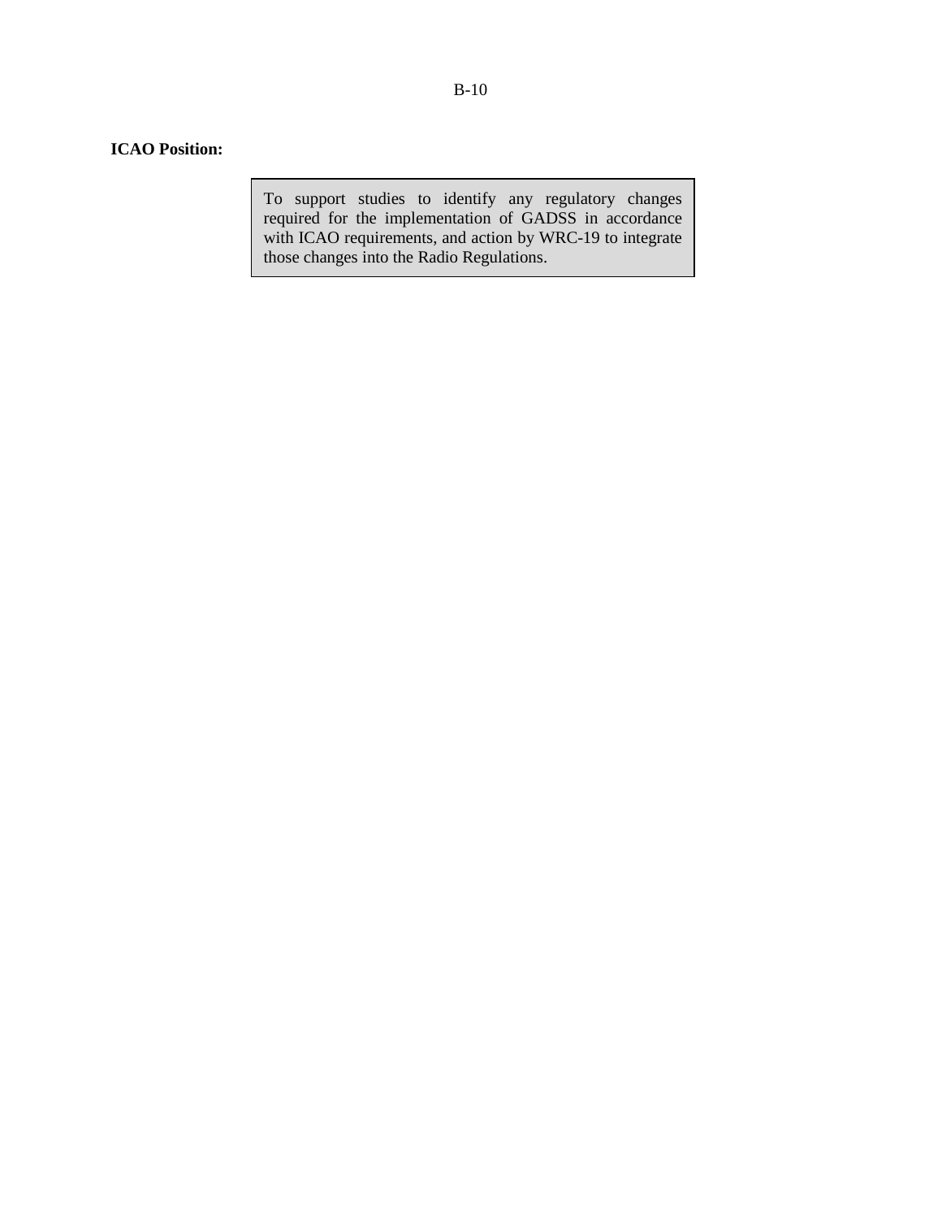**ICAO Position:**

> To support studies to identify any regulatory changes required for the implementation of GADSS in accordance with ICAO requirements, and action by WRC-19 to integrate those changes into the Radio Regulations.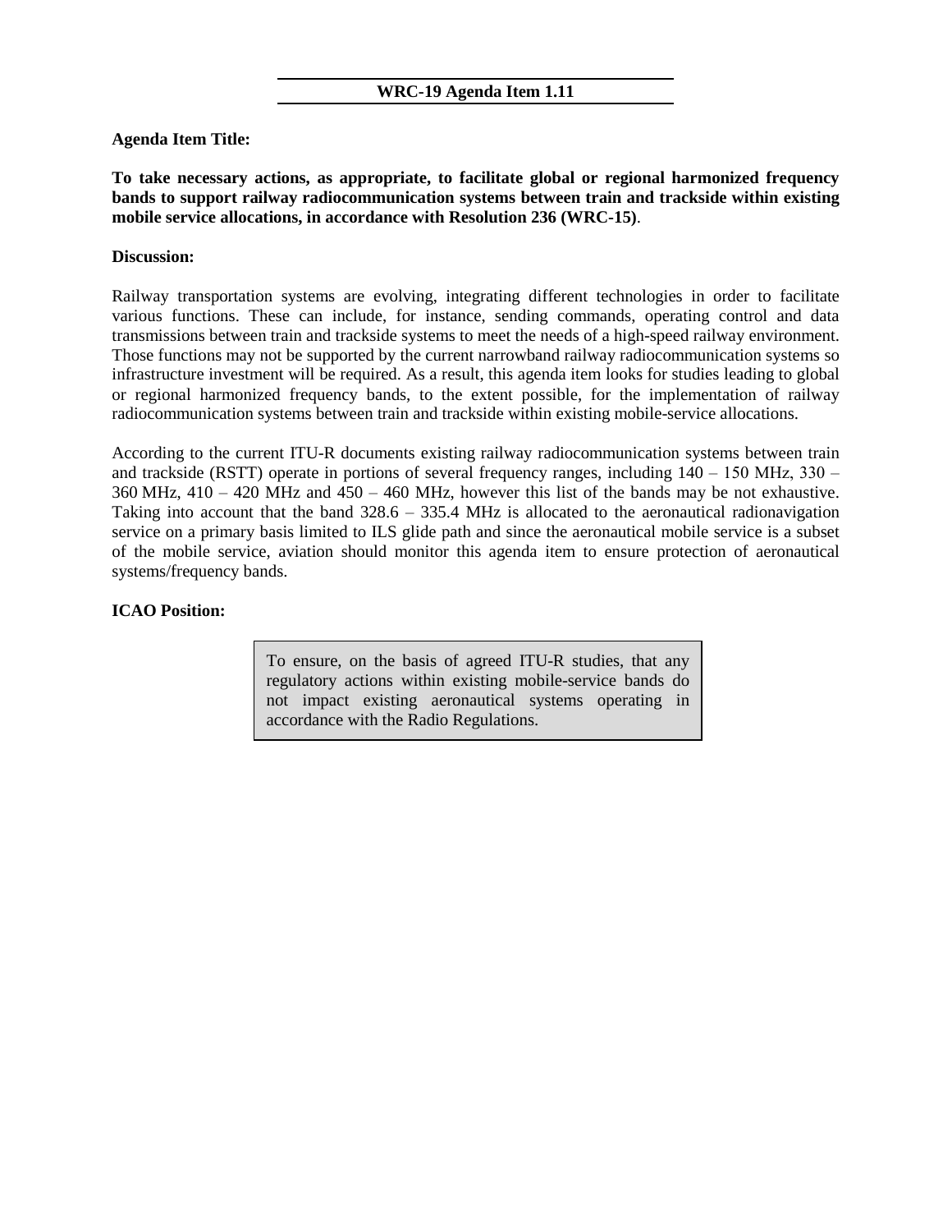## WRC-19 Agenda Item 1.11

**Agenda Item Title:**

**To take necessary actions, as appropriate, to facilitate global or regional harmonized frequency bands to support railway radiocommunication systems between train and trackside within existing mobile service allocations, in accordance with Resolution 236 (WRC-15)**.

**Discussion:**

Railway transportation systems are evolving, integrating different technologies in order to facilitate various functions. These can include, for instance, sending commands, operating control and data transmissions between train and trackside systems to meet the needs of a high-speed railway environment. Those functions may not be supported by the current narrowband railway radiocommunication systems so infrastructure investment will be required. As a result, this agenda item looks for studies leading to global or regional harmonized frequency bands, to the extent possible, for the implementation of railway radiocommunication systems between train and trackside within existing mobile-service allocations.

According to the current ITU-R documents existing railway radiocommunication systems between train and trackside (RSTT) operate in portions of several frequency ranges, including 140 – 150 MHz, 330 – 360 MHz, 410 – 420 MHz and 450 – 460 MHz, however this list of the bands may be not exhaustive. Taking into account that the band 328.6 – 335.4 MHz is allocated to the aeronautical radionavigation service on a primary basis limited to ILS glide path and since the aeronautical mobile service is a subset of the mobile service, aviation should monitor this agenda item to ensure protection of aeronautical systems/frequency bands.

**ICAO Position:**

> To ensure, on the basis of agreed ITU-R studies, that any regulatory actions within existing mobile-service bands do not impact existing aeronautical systems operating in accordance with the Radio Regulations.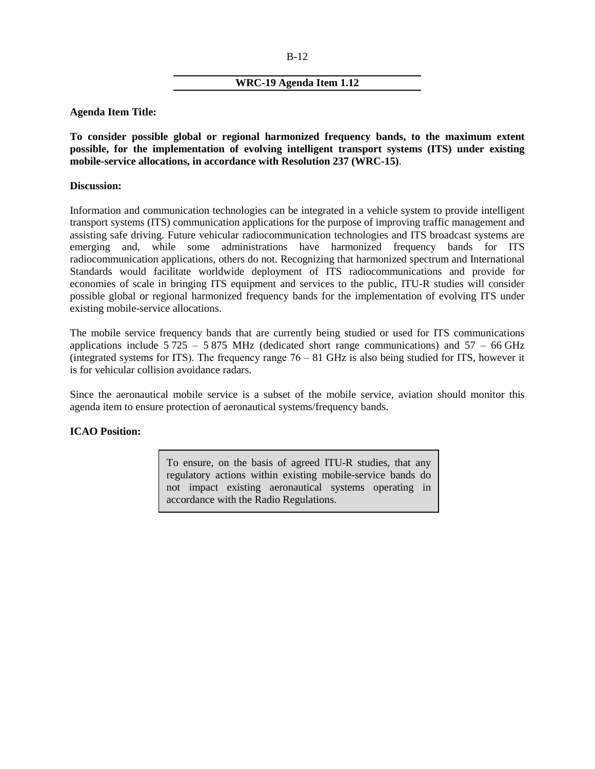## WRC-19 Agenda Item 1.12

**Agenda Item Title:**

**To consider possible global or regional harmonized frequency bands, to the maximum extent possible, for the implementation of evolving intelligent transport systems (ITS) under existing mobile-service allocations, in accordance with Resolution 237 (WRC-15)**.

**Discussion:**

Information and communication technologies can be integrated in a vehicle system to provide intelligent transport systems (ITS) communication applications for the purpose of improving traffic management and assisting safe driving. Future vehicular radiocommunication technologies and ITS broadcast systems are emerging and, while some administrations have harmonized frequency bands for ITS radiocommunication applications, others do not. Recognizing that harmonized spectrum and International Standards would facilitate worldwide deployment of ITS radiocommunications and provide for economies of scale in bringing ITS equipment and services to the public, ITU-R studies will consider possible global or regional harmonized frequency bands for the implementation of evolving ITS under existing mobile-service allocations.

The mobile service frequency bands that are currently being studied or used for ITS communications applications include 5 725 – 5 875 MHz (dedicated short range communications) and 57 – 66 GHz (integrated systems for ITS). The frequency range 76 – 81 GHz is also being studied for ITS, however it is for vehicular collision avoidance radars.

Since the aeronautical mobile service is a subset of the mobile service, aviation should monitor this agenda item to ensure protection of aeronautical systems/frequency bands.

**ICAO Position:**

> To ensure, on the basis of agreed ITU-R studies, that any regulatory actions within existing mobile-service bands do not impact existing aeronautical systems operating in accordance with the Radio Regulations.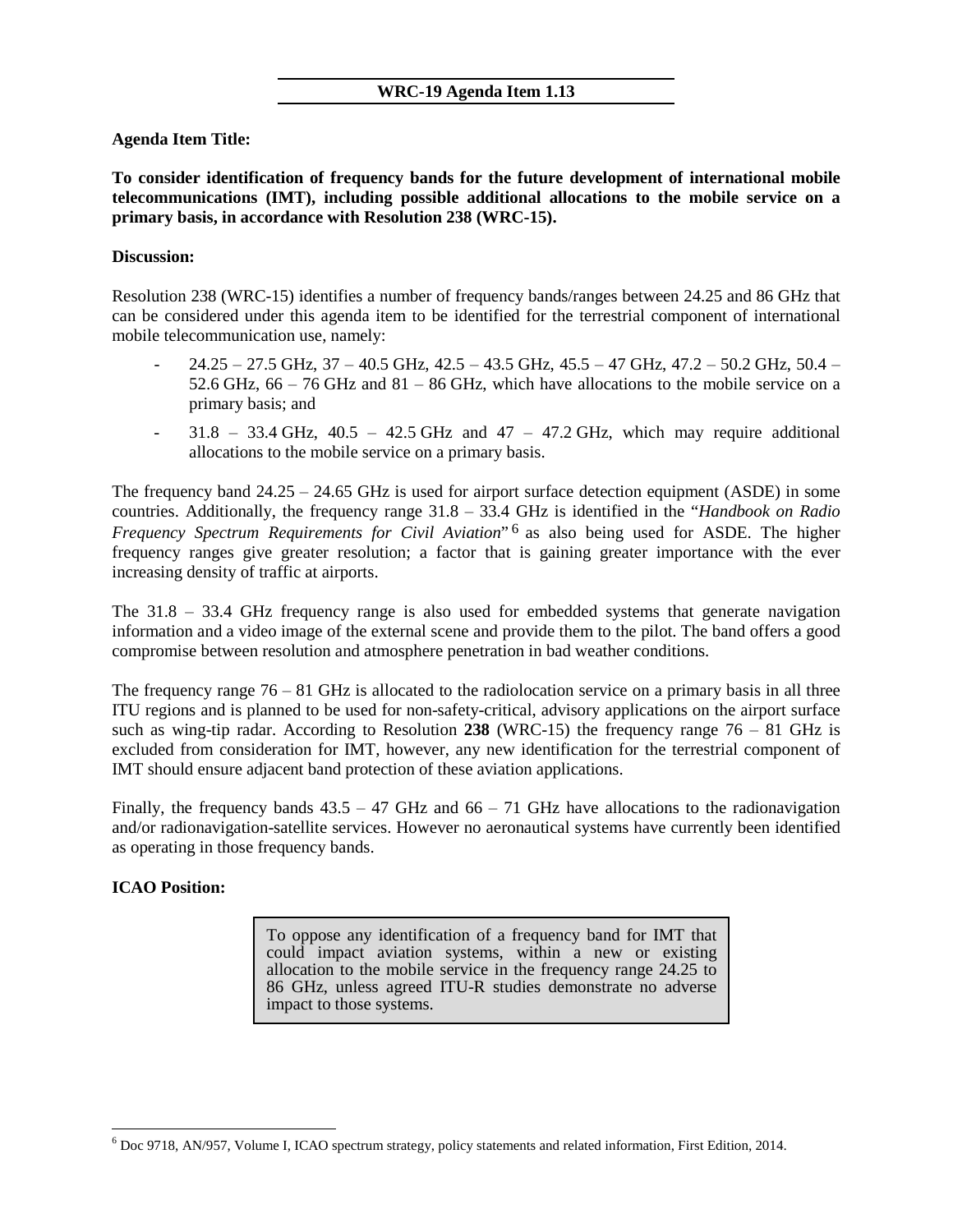## WRC-19 Agenda Item 1.13

**Agenda Item Title:**

**To consider identification of frequency bands for the future development of international mobile telecommunications (IMT), including possible additional allocations to the mobile service on a primary basis, in accordance with Resolution 238 (WRC-15).**

**Discussion:**

Resolution 238 (WRC-15) identifies a number of frequency bands/ranges between 24.25 and 86 GHz that can be considered under this agenda item to be identified for the terrestrial component of international mobile telecommunication use, namely:

- 24.25 – 27.5 GHz, 37 – 40.5 GHz, 42.5 – 43.5 GHz, 45.5 – 47 GHz, 47.2 – 50.2 GHz, 50.4 – 52.6 GHz, 66 – 76 GHz and 81 – 86 GHz, which have allocations to the mobile service on a primary basis; and
- 31.8 – 33.4 GHz, 40.5 – 42.5 GHz and 47 – 47.2 GHz, which may require additional allocations to the mobile service on a primary basis.

The frequency band 24.25 – 24.65 GHz is used for airport surface detection equipment (ASDE) in some countries. Additionally, the frequency range 31.8 – 33.4 GHz is identified in the "*Handbook on Radio Frequency Spectrum Requirements for Civil Aviation*"[6] as also being used for ASDE. The higher frequency ranges give greater resolution; a factor that is gaining greater importance with the ever increasing density of traffic at airports.

The 31.8 – 33.4 GHz frequency range is also used for embedded systems that generate navigation information and a video image of the external scene and provide them to the pilot. The band offers a good compromise between resolution and atmosphere penetration in bad weather conditions.

The frequency range 76 – 81 GHz is allocated to the radiolocation service on a primary basis in all three ITU regions and is planned to be used for non-safety-critical, advisory applications on the airport surface such as wing-tip radar. According to Resolution **238** (WRC-15) the frequency range 76 – 81 GHz is excluded from consideration for IMT, however, any new identification for the terrestrial component of IMT should ensure adjacent band protection of these aviation applications.

Finally, the frequency bands 43.5 – 47 GHz and 66 – 71 GHz have allocations to the radionavigation and/or radionavigation-satellite services. However no aeronautical systems have currently been identified as operating in those frequency bands.

**ICAO Position:**

> To oppose any identification of a frequency band for IMT that could impact aviation systems, within a new or existing allocation to the mobile service in the frequency range 24.25 to 86 GHz, unless agreed ITU-R studies demonstrate no adverse impact to those systems.

---

[6] Doc 9718, AN/957, Volume I, ICAO spectrum strategy, policy statements and related information, First Edition, 2014.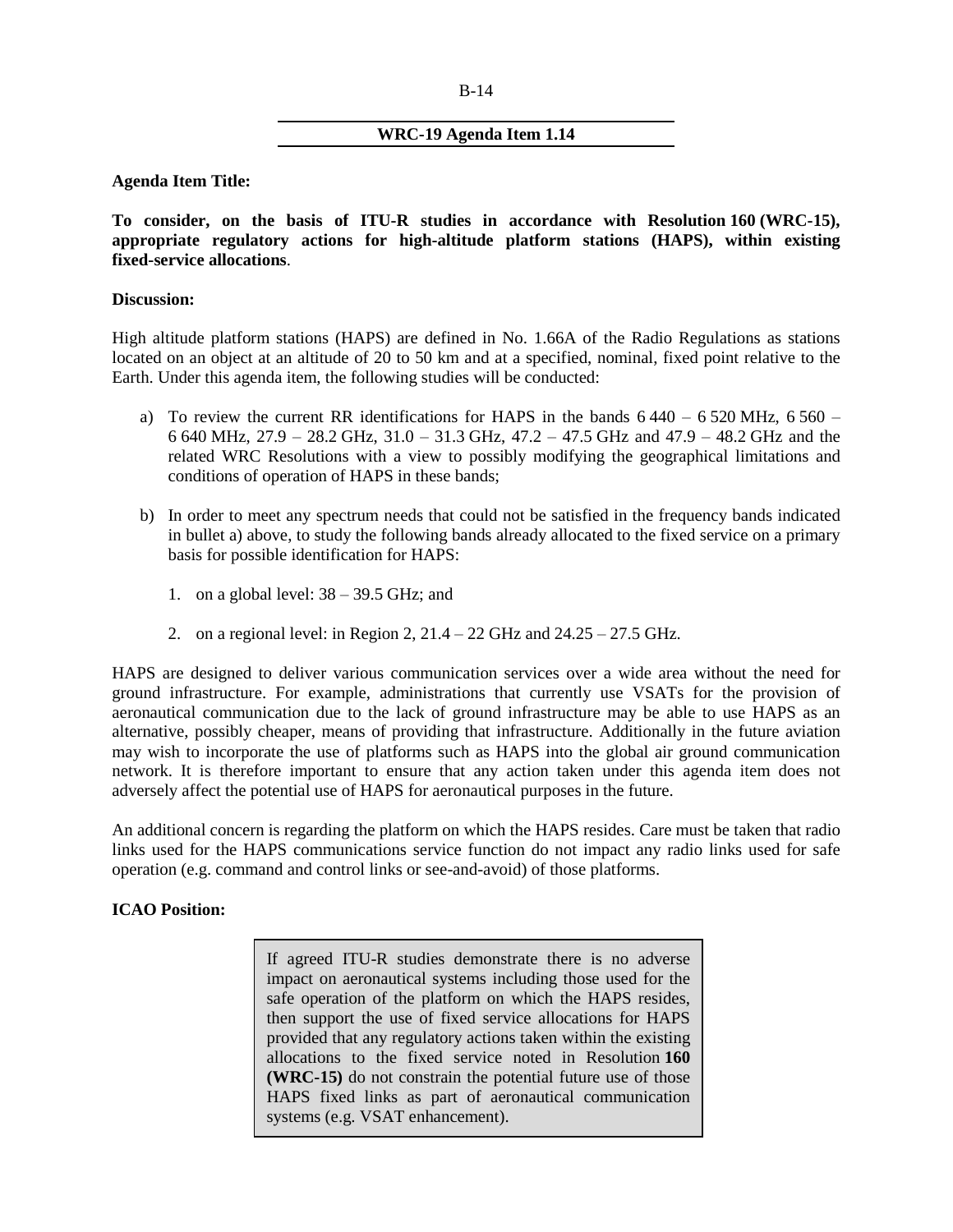## WRC-19 Agenda Item 1.14

**Agenda Item Title:**

**To consider, on the basis of ITU-R studies in accordance with Resolution 160 (WRC-15), appropriate regulatory actions for high-altitude platform stations (HAPS), within existing fixed-service allocations**.

**Discussion:**

High altitude platform stations (HAPS) are defined in No. 1.66A of the Radio Regulations as stations located on an object at an altitude of 20 to 50 km and at a specified, nominal, fixed point relative to the Earth. Under this agenda item, the following studies will be conducted:

a) To review the current RR identifications for HAPS in the bands 6 440 – 6 520 MHz, 6 560 – 6 640 MHz, 27.9 – 28.2 GHz, 31.0 – 31.3 GHz, 47.2 – 47.5 GHz and 47.9 – 48.2 GHz and the related WRC Resolutions with a view to possibly modifying the geographical limitations and conditions of operation of HAPS in these bands;

b) In order to meet any spectrum needs that could not be satisfied in the frequency bands indicated in bullet a) above, to study the following bands already allocated to the fixed service on a primary basis for possible identification for HAPS:

   1. on a global level: 38 – 39.5 GHz; and

   2. on a regional level: in Region 2, 21.4 – 22 GHz and 24.25 – 27.5 GHz.

HAPS are designed to deliver various communication services over a wide area without the need for ground infrastructure. For example, administrations that currently use VSATs for the provision of aeronautical communication due to the lack of ground infrastructure may be able to use HAPS as an alternative, possibly cheaper, means of providing that infrastructure. Additionally in the future aviation may wish to incorporate the use of platforms such as HAPS into the global air ground communication network. It is therefore important to ensure that any action taken under this agenda item does not adversely affect the potential use of HAPS for aeronautical purposes in the future.

An additional concern is regarding the platform on which the HAPS resides. Care must be taken that radio links used for the HAPS communications service function do not impact any radio links used for safe operation (e.g. command and control links or see-and-avoid) of those platforms.

**ICAO Position:**

If agreed ITU-R studies demonstrate there is no adverse impact on aeronautical systems including those used for the safe operation of the platform on which the HAPS resides, then support the use of fixed service allocations for HAPS provided that any regulatory actions taken within the existing allocations to the fixed service noted in Resolution **160 (WRC-15)** do not constrain the potential future use of those HAPS fixed links as part of aeronautical communication systems (e.g. VSAT enhancement).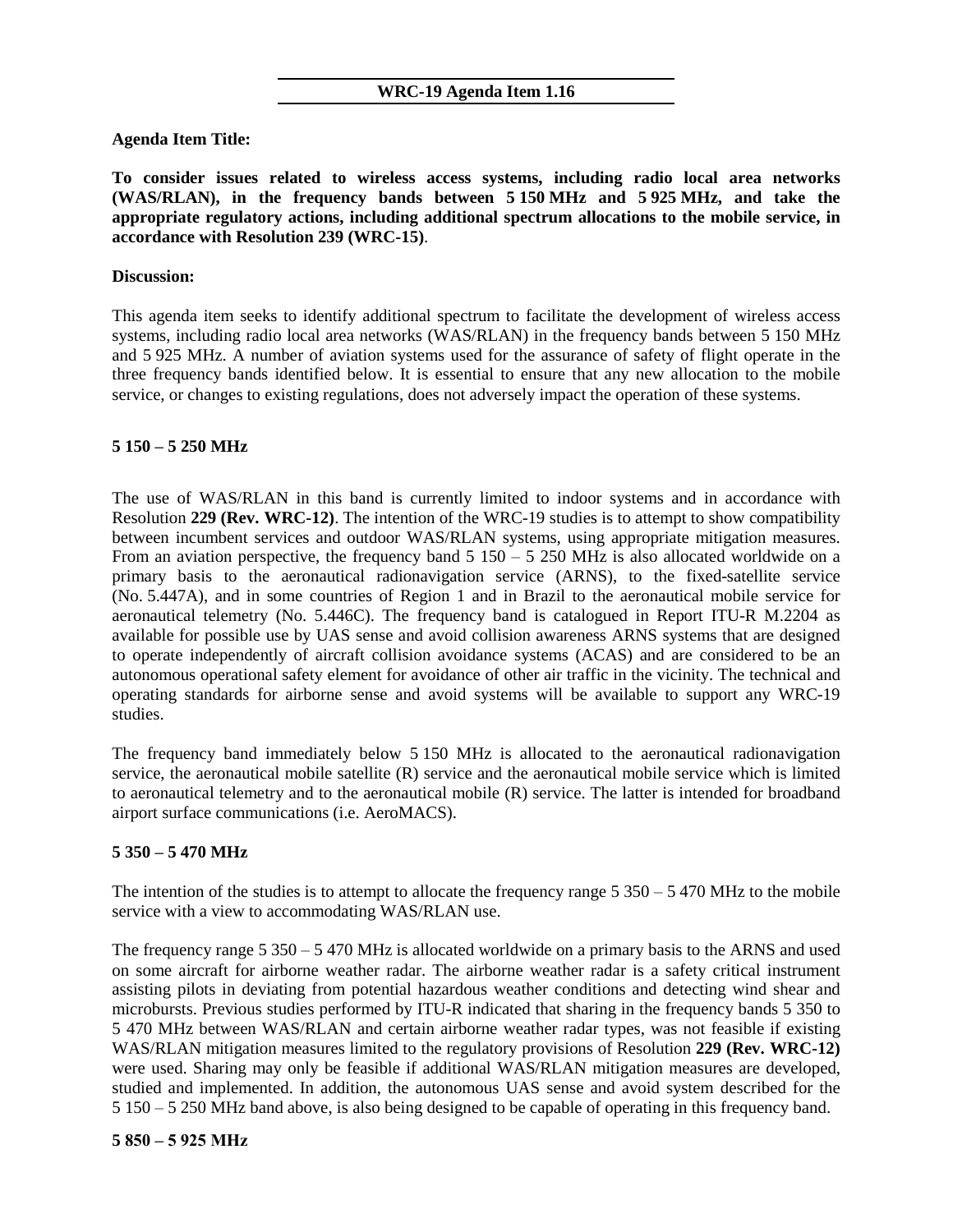## WRC-19 Agenda Item 1.16

**Agenda Item Title:**

**To consider issues related to wireless access systems, including radio local area networks (WAS/RLAN), in the frequency bands between 5 150 MHz and 5 925 MHz, and take the appropriate regulatory actions, including additional spectrum allocations to the mobile service, in accordance with Resolution 239 (WRC-15)**.

**Discussion:**

This agenda item seeks to identify additional spectrum to facilitate the development of wireless access systems, including radio local area networks (WAS/RLAN) in the frequency bands between 5 150 MHz and 5 925 MHz. A number of aviation systems used for the assurance of safety of flight operate in the three frequency bands identified below. It is essential to ensure that any new allocation to the mobile service, or changes to existing regulations, does not adversely impact the operation of these systems.

**5 150 – 5 250 MHz**

The use of WAS/RLAN in this band is currently limited to indoor systems and in accordance with Resolution **229 (Rev. WRC-12)**. The intention of the WRC-19 studies is to attempt to show compatibility between incumbent services and outdoor WAS/RLAN systems, using appropriate mitigation measures. From an aviation perspective, the frequency band 5 150 – 5 250 MHz is also allocated worldwide on a primary basis to the aeronautical radionavigation service (ARNS), to the fixed-satellite service (No. 5.447A), and in some countries of Region 1 and in Brazil to the aeronautical mobile service for aeronautical telemetry (No. 5.446C). The frequency band is catalogued in Report ITU-R M.2204 as available for possible use by UAS sense and avoid collision awareness ARNS systems that are designed to operate independently of aircraft collision avoidance systems (ACAS) and are considered to be an autonomous operational safety element for avoidance of other air traffic in the vicinity. The technical and operating standards for airborne sense and avoid systems will be available to support any WRC-19 studies.

The frequency band immediately below 5 150 MHz is allocated to the aeronautical radionavigation service, the aeronautical mobile satellite (R) service and the aeronautical mobile service which is limited to aeronautical telemetry and to the aeronautical mobile (R) service. The latter is intended for broadband airport surface communications (i.e. AeroMACS).

**5 350 – 5 470 MHz**

The intention of the studies is to attempt to allocate the frequency range 5 350 – 5 470 MHz to the mobile service with a view to accommodating WAS/RLAN use.

The frequency range 5 350 – 5 470 MHz is allocated worldwide on a primary basis to the ARNS and used on some aircraft for airborne weather radar. The airborne weather radar is a safety critical instrument assisting pilots in deviating from potential hazardous weather conditions and detecting wind shear and microbursts. Previous studies performed by ITU-R indicated that sharing in the frequency bands 5 350 to 5 470 MHz between WAS/RLAN and certain airborne weather radar types, was not feasible if existing WAS/RLAN mitigation measures limited to the regulatory provisions of Resolution **229 (Rev. WRC-12)** were used. Sharing may only be feasible if additional WAS/RLAN mitigation measures are developed, studied and implemented. In addition, the autonomous UAS sense and avoid system described for the 5 150 – 5 250 MHz band above, is also being designed to be capable of operating in this frequency band.

**5 850 – 5 925 MHz**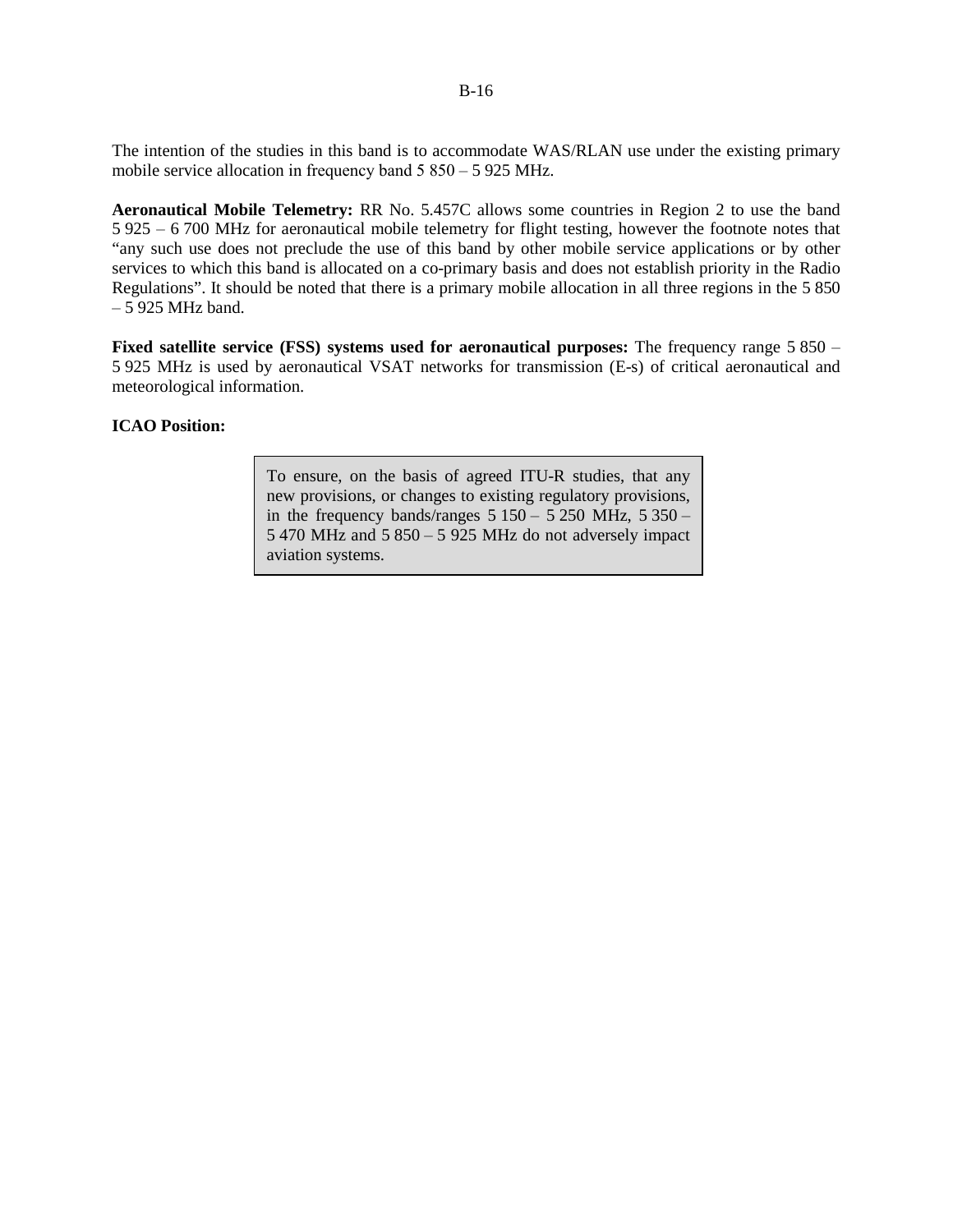The intention of the studies in this band is to accommodate WAS/RLAN use under the existing primary mobile service allocation in frequency band 5 850 – 5 925 MHz.

**Aeronautical Mobile Telemetry:** RR No. 5.457C allows some countries in Region 2 to use the band 5 925 – 6 700 MHz for aeronautical mobile telemetry for flight testing, however the footnote notes that "any such use does not preclude the use of this band by other mobile service applications or by other services to which this band is allocated on a co-primary basis and does not establish priority in the Radio Regulations". It should be noted that there is a primary mobile allocation in all three regions in the 5 850 – 5 925 MHz band.

**Fixed satellite service (FSS) systems used for aeronautical purposes:** The frequency range 5 850 – 5 925 MHz is used by aeronautical VSAT networks for transmission (E-s) of critical aeronautical and meteorological information.

**ICAO Position:**

> To ensure, on the basis of agreed ITU-R studies, that any new provisions, or changes to existing regulatory provisions, in the frequency bands/ranges 5 150 – 5 250 MHz, 5 350 – 5 470 MHz and 5 850 – 5 925 MHz do not adversely impact aviation systems.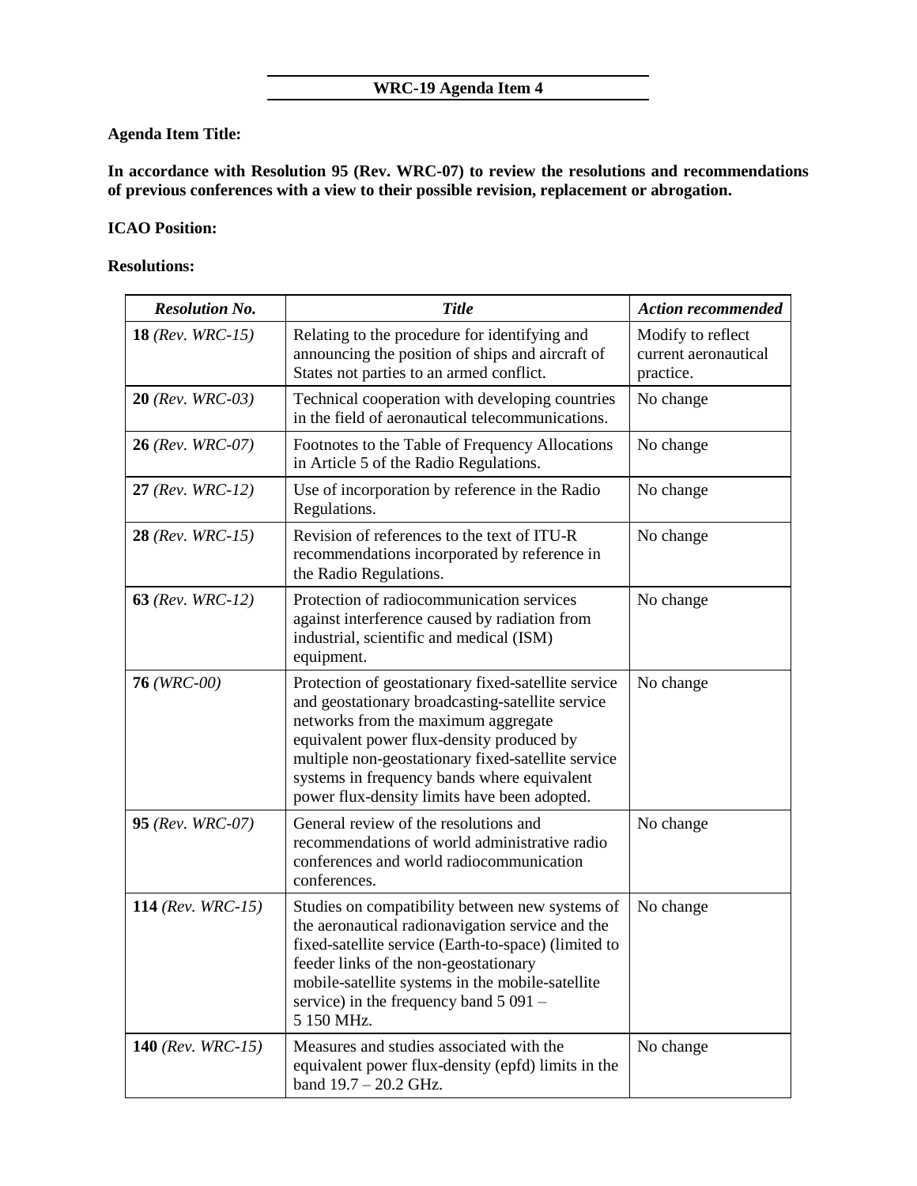## WRC-19 Agenda Item 4

**Agenda Item Title:**

**In accordance with Resolution 95 (Rev. WRC-07) to review the resolutions and recommendations of previous conferences with a view to their possible revision, replacement or abrogation.**

**ICAO Position:**

**Resolutions:**

| *Resolution No.* | *Title* | *Action recommended* |
|---|---|---|
| **18** *(Rev. WRC-15)* | Relating to the procedure for identifying and announcing the position of ships and aircraft of States not parties to an armed conflict. | Modify to reflect current aeronautical practice. |
| **20** *(Rev. WRC-03)* | Technical cooperation with developing countries in the field of aeronautical telecommunications. | No change |
| **26** *(Rev. WRC-07)* | Footnotes to the Table of Frequency Allocations in Article 5 of the Radio Regulations. | No change |
| **27** *(Rev. WRC-12)* | Use of incorporation by reference in the Radio Regulations. | No change |
| **28** *(Rev. WRC-15)* | Revision of references to the text of ITU-R recommendations incorporated by reference in the Radio Regulations. | No change |
| **63** *(Rev. WRC-12)* | Protection of radiocommunication services against interference caused by radiation from industrial, scientific and medical (ISM) equipment. | No change |
| **76** *(WRC-00)* | Protection of geostationary fixed-satellite service and geostationary broadcasting-satellite service networks from the maximum aggregate equivalent power flux-density produced by multiple non-geostationary fixed-satellite service systems in frequency bands where equivalent power flux-density limits have been adopted. | No change |
| **95** *(Rev. WRC-07)* | General review of the resolutions and recommendations of world administrative radio conferences and world radiocommunication conferences. | No change |
| **114** *(Rev. WRC-15)* | Studies on compatibility between new systems of the aeronautical radionavigation service and the fixed-satellite service (Earth-to-space) (limited to feeder links of the non-geostationary mobile-satellite systems in the mobile-satellite service) in the frequency band 5 091 – 5 150 MHz. | No change |
| **140** *(Rev. WRC-15)* | Measures and studies associated with the equivalent power flux-density (epfd) limits in the band 19.7 – 20.2 GHz. | No change |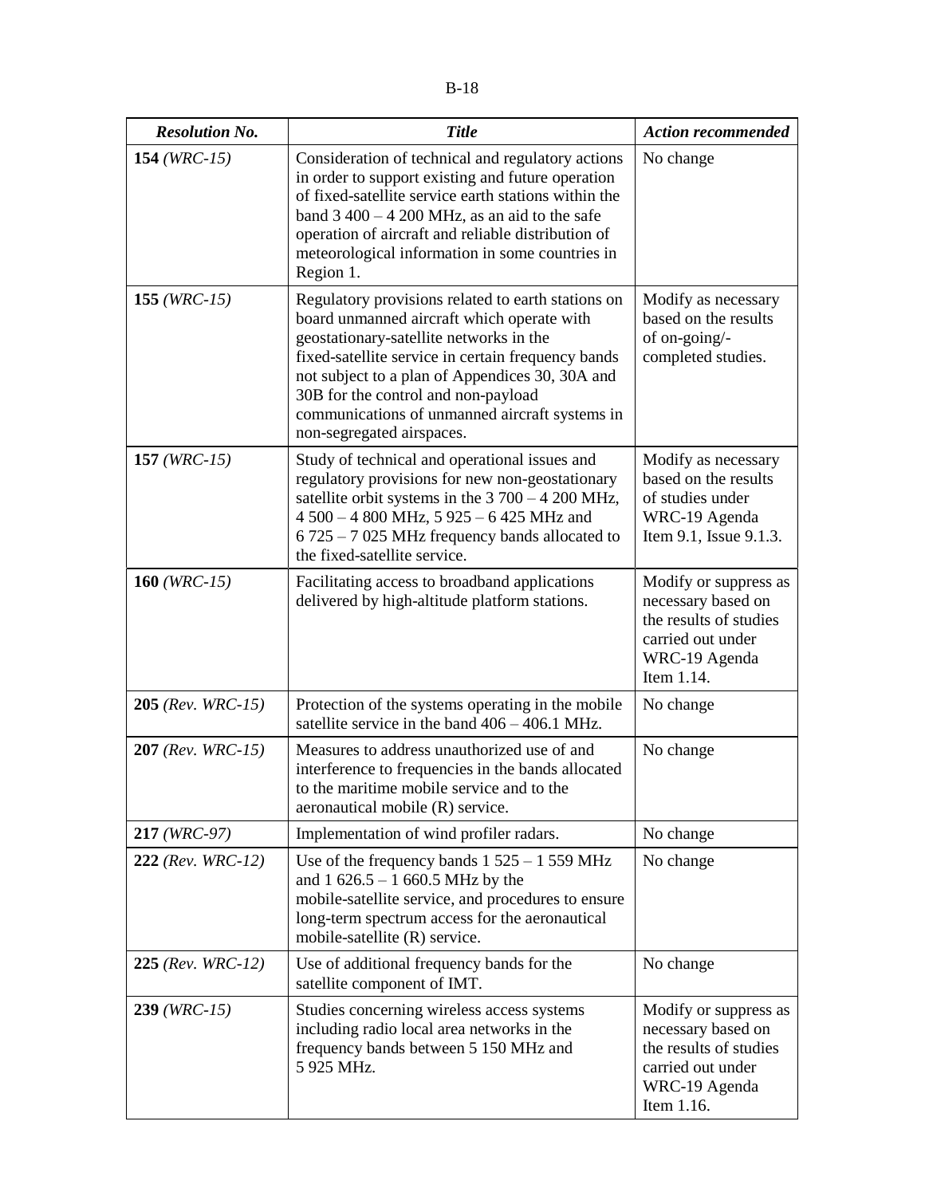| *Resolution No.* | *Title* | *Action recommended* |
|---|---|---|
| **154** *(WRC-15)* | Consideration of technical and regulatory actions in order to support existing and future operation of fixed-satellite service earth stations within the band 3 400 – 4 200 MHz, as an aid to the safe operation of aircraft and reliable distribution of meteorological information in some countries in Region 1. | No change |
| **155** *(WRC-15)* | Regulatory provisions related to earth stations on board unmanned aircraft which operate with geostationary-satellite networks in the fixed-satellite service in certain frequency bands not subject to a plan of Appendices 30, 30A and 30B for the control and non-payload communications of unmanned aircraft systems in non-segregated airspaces. | Modify as necessary based on the results of on-going/-completed studies. |
| **157** *(WRC-15)* | Study of technical and operational issues and regulatory provisions for new non-geostationary satellite orbit systems in the 3 700 – 4 200 MHz, 4 500 – 4 800 MHz, 5 925 – 6 425 MHz and 6 725 – 7 025 MHz frequency bands allocated to the fixed-satellite service. | Modify as necessary based on the results of studies under WRC-19 Agenda Item 9.1, Issue 9.1.3. |
| **160** *(WRC-15)* | Facilitating access to broadband applications delivered by high-altitude platform stations. | Modify or suppress as necessary based on the results of studies carried out under WRC-19 Agenda Item 1.14. |
| **205** *(Rev. WRC-15)* | Protection of the systems operating in the mobile satellite service in the band 406 – 406.1 MHz. | No change |
| **207** *(Rev. WRC-15)* | Measures to address unauthorized use of and interference to frequencies in the bands allocated to the maritime mobile service and to the aeronautical mobile (R) service. | No change |
| **217** *(WRC-97)* | Implementation of wind profiler radars. | No change |
| **222** *(Rev. WRC-12)* | Use of the frequency bands 1 525 – 1 559 MHz and 1 626.5 – 1 660.5 MHz by the mobile-satellite service, and procedures to ensure long-term spectrum access for the aeronautical mobile-satellite (R) service. | No change |
| **225** *(Rev. WRC-12)* | Use of additional frequency bands for the satellite component of IMT. | No change |
| **239** *(WRC-15)* | Studies concerning wireless access systems including radio local area networks in the frequency bands between 5 150 MHz and 5 925 MHz. | Modify or suppress as necessary based on the results of studies carried out under WRC-19 Agenda Item 1.16. |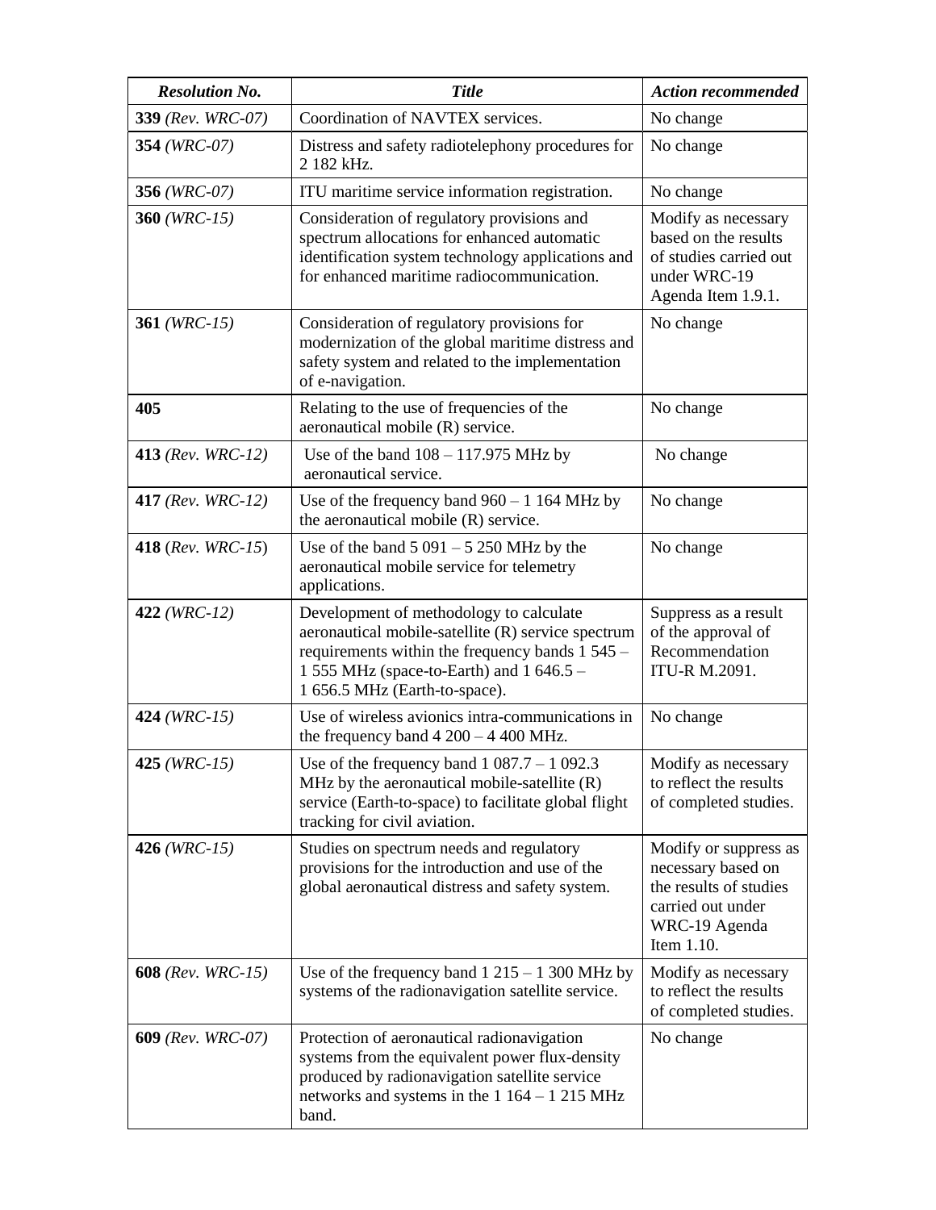| *Resolution No.* | *Title* | *Action recommended* |
|---|---|---|
| **339** *(Rev. WRC-07)* | Coordination of NAVTEX services. | No change |
| **354** *(WRC-07)* | Distress and safety radiotelephony procedures for 2 182 kHz. | No change |
| **356** *(WRC-07)* | ITU maritime service information registration. | No change |
| **360** *(WRC-15)* | Consideration of regulatory provisions and spectrum allocations for enhanced automatic identification system technology applications and for enhanced maritime radiocommunication. | Modify as necessary based on the results of studies carried out under WRC-19 Agenda Item 1.9.1. |
| **361** *(WRC-15)* | Consideration of regulatory provisions for modernization of the global maritime distress and safety system and related to the implementation of e-navigation. | No change |
| **405** | Relating to the use of frequencies of the aeronautical mobile (R) service. | No change |
| **413** *(Rev. WRC-12)* | Use of the band 108 – 117.975 MHz by aeronautical service. | No change |
| **417** *(Rev. WRC-12)* | Use of the frequency band 960 – 1 164 MHz by the aeronautical mobile (R) service. | No change |
| **418** (*Rev. WRC-15*) | Use of the band 5 091 – 5 250 MHz by the aeronautical mobile service for telemetry applications. | No change |
| **422** *(WRC-12)* | Development of methodology to calculate aeronautical mobile-satellite (R) service spectrum requirements within the frequency bands 1 545 – 1 555 MHz (space-to-Earth) and 1 646.5 – 1 656.5 MHz (Earth-to-space). | Suppress as a result of the approval of Recommendation ITU-R M.2091. |
| **424** *(WRC-15)* | Use of wireless avionics intra-communications in the frequency band 4 200 – 4 400 MHz. | No change |
| **425** *(WRC-15)* | Use of the frequency band 1 087.7 – 1 092.3 MHz by the aeronautical mobile-satellite (R) service (Earth-to-space) to facilitate global flight tracking for civil aviation. | Modify as necessary to reflect the results of completed studies. |
| **426** *(WRC-15)* | Studies on spectrum needs and regulatory provisions for the introduction and use of the global aeronautical distress and safety system. | Modify or suppress as necessary based on the results of studies carried out under WRC-19 Agenda Item 1.10. |
| **608** *(Rev. WRC-15)* | Use of the frequency band 1 215 – 1 300 MHz by systems of the radionavigation satellite service. | Modify as necessary to reflect the results of completed studies. |
| **609** *(Rev. WRC-07)* | Protection of aeronautical radionavigation systems from the equivalent power flux-density produced by radionavigation satellite service networks and systems in the 1 164 – 1 215 MHz band. | No change |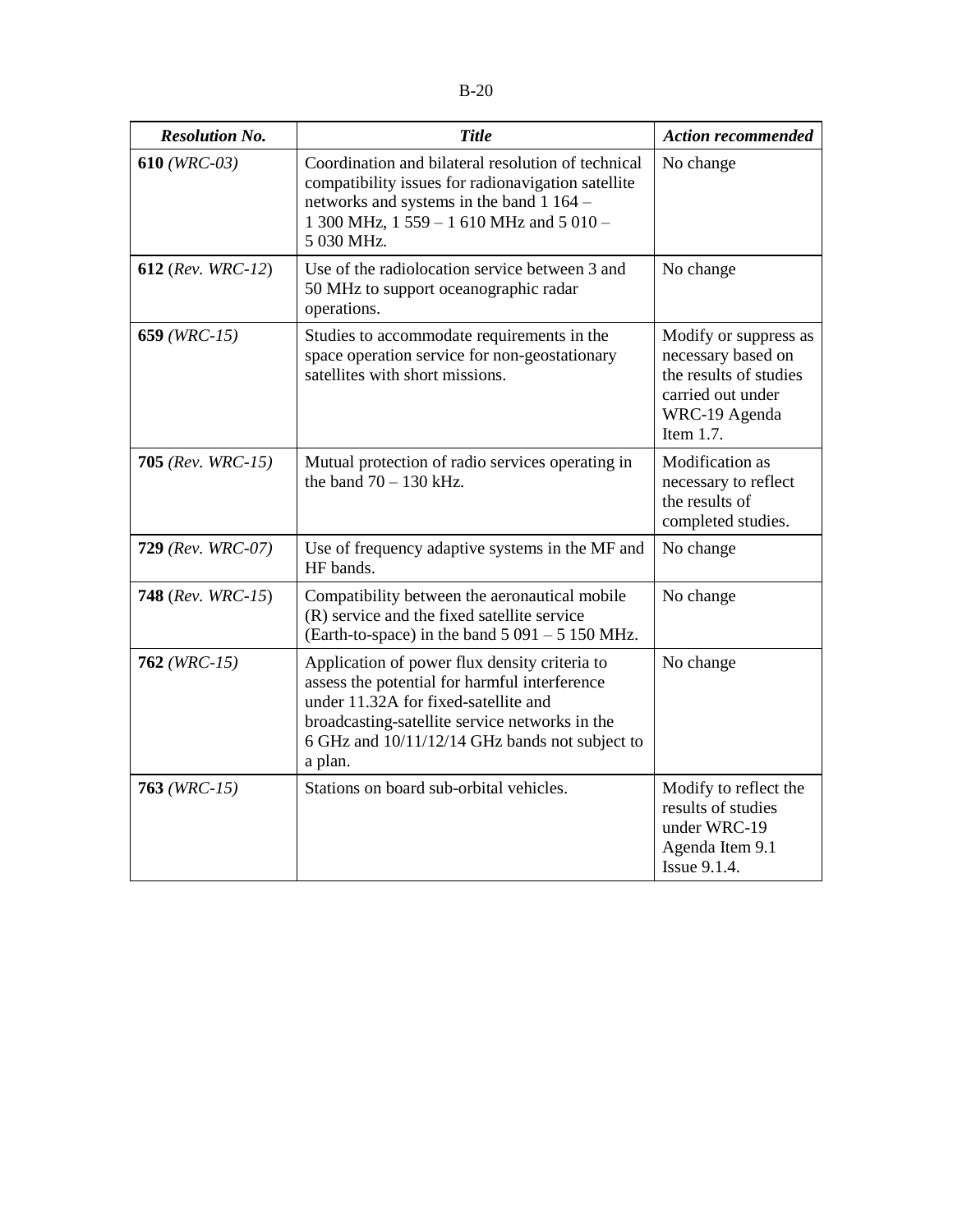| *Resolution No.* | *Title* | *Action recommended* |
|---|---|---|
| **610** *(WRC-03)* | Coordination and bilateral resolution of technical compatibility issues for radionavigation satellite networks and systems in the band 1 164 – 1 300 MHz, 1 559 – 1 610 MHz and 5 010 – 5 030 MHz. | No change |
| **612** (*Rev. WRC-12*) | Use of the radiolocation service between 3 and 50 MHz to support oceanographic radar operations. | No change |
| **659** *(WRC-15)* | Studies to accommodate requirements in the space operation service for non-geostationary satellites with short missions. | Modify or suppress as necessary based on the results of studies carried out under WRC-19 Agenda Item 1.7. |
| **705** *(Rev. WRC-15)* | Mutual protection of radio services operating in the band 70 – 130 kHz. | Modification as necessary to reflect the results of completed studies. |
| **729** *(Rev. WRC-07)* | Use of frequency adaptive systems in the MF and HF bands. | No change |
| **748** (*Rev. WRC-15*) | Compatibility between the aeronautical mobile (R) service and the fixed satellite service (Earth-to-space) in the band 5 091 – 5 150 MHz. | No change |
| **762** *(WRC-15)* | Application of power flux density criteria to assess the potential for harmful interference under 11.32A for fixed-satellite and broadcasting-satellite service networks in the 6 GHz and 10/11/12/14 GHz bands not subject to a plan. | No change |
| **763** *(WRC-15)* | Stations on board sub-orbital vehicles. | Modify to reflect the results of studies under WRC-19 Agenda Item 9.1 Issue 9.1.4. |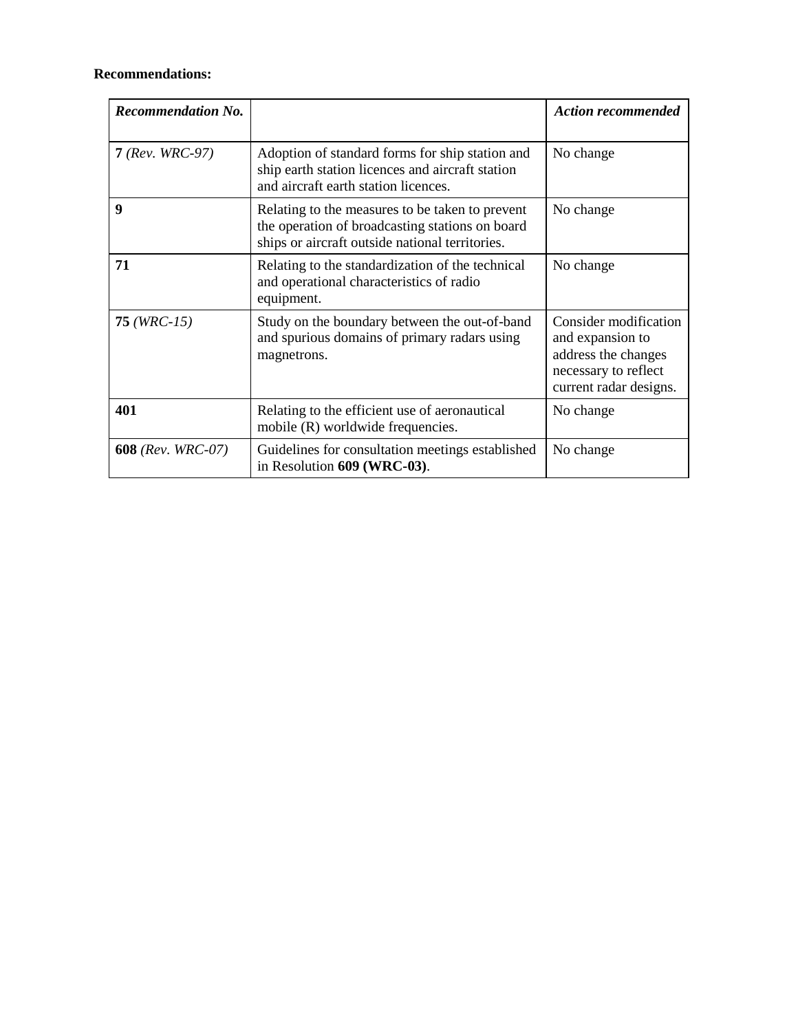**Recommendations:**

| ***Recommendation No.*** | | ***Action recommended*** |
|---|---|---|
| **7** *(Rev. WRC-97)* | Adoption of standard forms for ship station and ship earth station licences and aircraft station and aircraft earth station licences. | No change |
| **9** | Relating to the measures to be taken to prevent the operation of broadcasting stations on board ships or aircraft outside national territories. | No change |
| **71** | Relating to the standardization of the technical and operational characteristics of radio equipment. | No change |
| **75** *(WRC-15)* | Study on the boundary between the out-of-band and spurious domains of primary radars using magnetrons. | Consider modification and expansion to address the changes necessary to reflect current radar designs. |
| **401** | Relating to the efficient use of aeronautical mobile (R) worldwide frequencies. | No change |
| **608** *(Rev. WRC-07)* | Guidelines for consultation meetings established in Resolution **609 (WRC-03)**. | No change |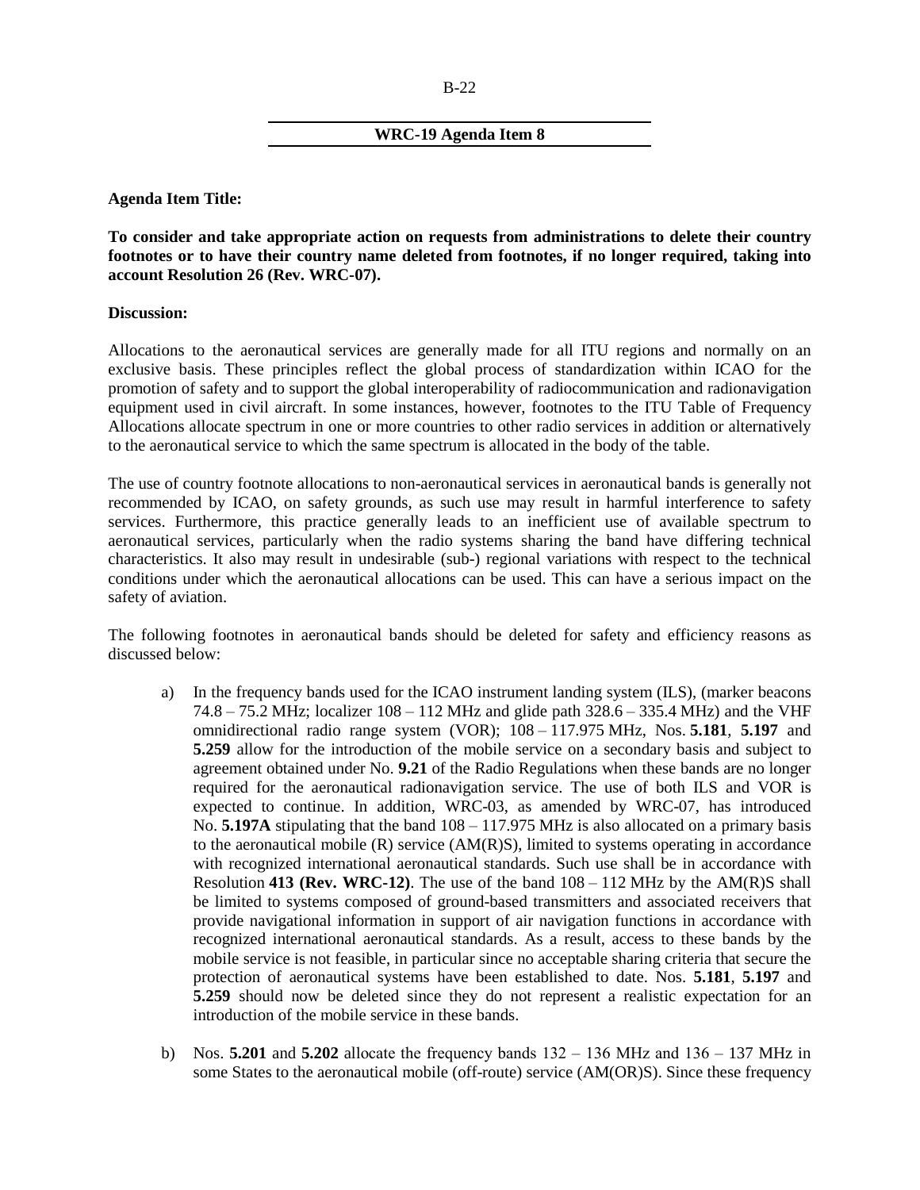## WRC-19 Agenda Item 8

**Agenda Item Title:**

**To consider and take appropriate action on requests from administrations to delete their country footnotes or to have their country name deleted from footnotes, if no longer required, taking into account Resolution 26 (Rev. WRC-07).**

**Discussion:**

Allocations to the aeronautical services are generally made for all ITU regions and normally on an exclusive basis. These principles reflect the global process of standardization within ICAO for the promotion of safety and to support the global interoperability of radiocommunication and radionavigation equipment used in civil aircraft. In some instances, however, footnotes to the ITU Table of Frequency Allocations allocate spectrum in one or more countries to other radio services in addition or alternatively to the aeronautical service to which the same spectrum is allocated in the body of the table.

The use of country footnote allocations to non-aeronautical services in aeronautical bands is generally not recommended by ICAO, on safety grounds, as such use may result in harmful interference to safety services. Furthermore, this practice generally leads to an inefficient use of available spectrum to aeronautical services, particularly when the radio systems sharing the band have differing technical characteristics. It also may result in undesirable (sub-) regional variations with respect to the technical conditions under which the aeronautical allocations can be used. This can have a serious impact on the safety of aviation.

The following footnotes in aeronautical bands should be deleted for safety and efficiency reasons as discussed below:

a) In the frequency bands used for the ICAO instrument landing system (ILS), (marker beacons 74.8 – 75.2 MHz; localizer 108 – 112 MHz and glide path 328.6 – 335.4 MHz) and the VHF omnidirectional radio range system (VOR); 108 – 117.975 MHz, Nos. **5.181**, **5.197** and **5.259** allow for the introduction of the mobile service on a secondary basis and subject to agreement obtained under No. **9.21** of the Radio Regulations when these bands are no longer required for the aeronautical radionavigation service. The use of both ILS and VOR is expected to continue. In addition, WRC-03, as amended by WRC-07, has introduced No. **5.197A** stipulating that the band 108 – 117.975 MHz is also allocated on a primary basis to the aeronautical mobile (R) service (AM(R)S), limited to systems operating in accordance with recognized international aeronautical standards. Such use shall be in accordance with Resolution **413 (Rev. WRC-12)**. The use of the band 108 – 112 MHz by the AM(R)S shall be limited to systems composed of ground-based transmitters and associated receivers that provide navigational information in support of air navigation functions in accordance with recognized international aeronautical standards. As a result, access to these bands by the mobile service is not feasible, in particular since no acceptable sharing criteria that secure the protection of aeronautical systems have been established to date. Nos. **5.181**, **5.197** and **5.259** should now be deleted since they do not represent a realistic expectation for an introduction of the mobile service in these bands.

b) Nos. **5.201** and **5.202** allocate the frequency bands 132 – 136 MHz and 136 – 137 MHz in some States to the aeronautical mobile (off-route) service (AM(OR)S). Since these frequency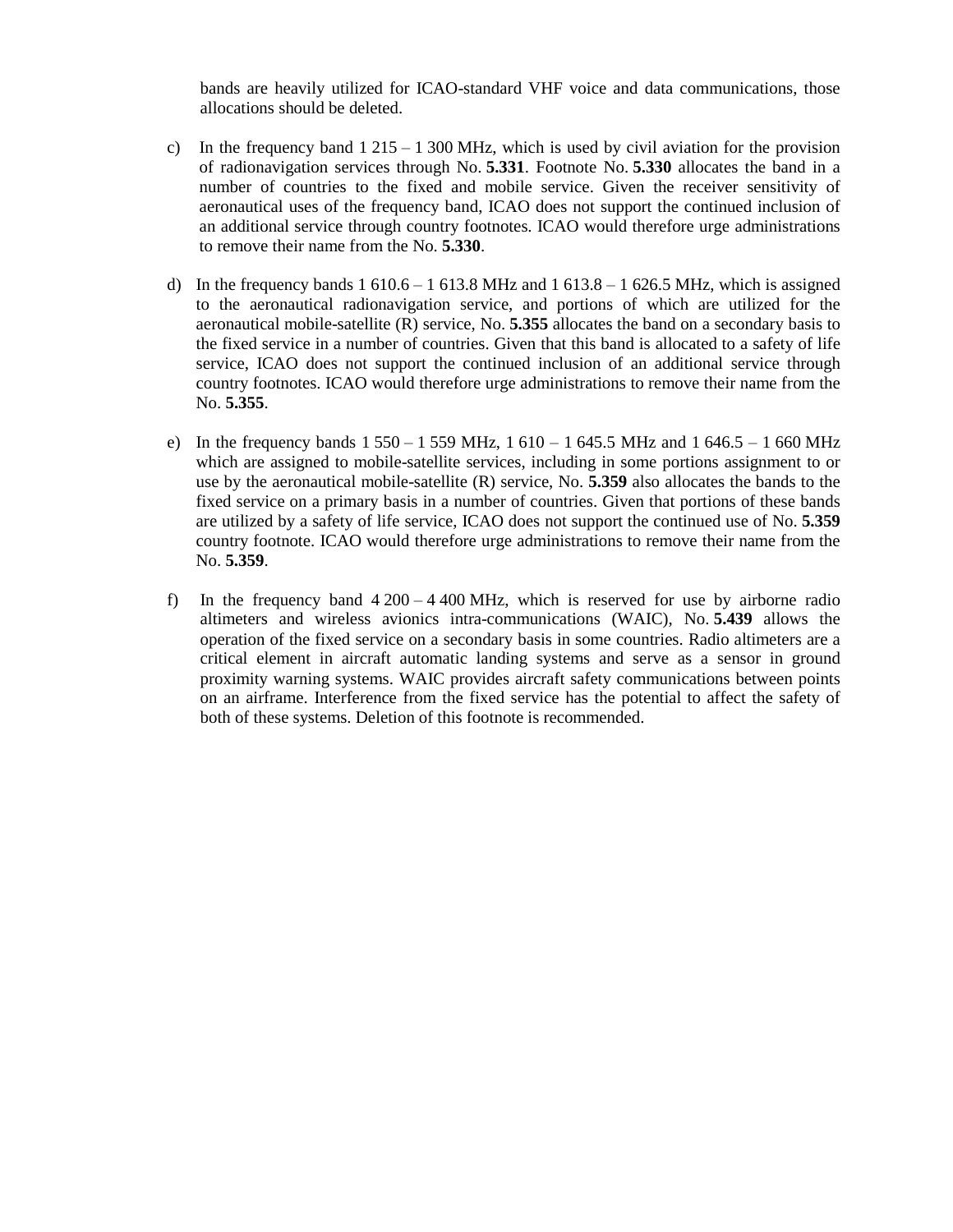bands are heavily utilized for ICAO-standard VHF voice and data communications, those allocations should be deleted.

c) In the frequency band 1 215 – 1 300 MHz, which is used by civil aviation for the provision of radionavigation services through No. **5.331**. Footnote No. **5.330** allocates the band in a number of countries to the fixed and mobile service. Given the receiver sensitivity of aeronautical uses of the frequency band, ICAO does not support the continued inclusion of an additional service through country footnotes. ICAO would therefore urge administrations to remove their name from the No. **5.330**.

d) In the frequency bands 1 610.6 – 1 613.8 MHz and 1 613.8 – 1 626.5 MHz, which is assigned to the aeronautical radionavigation service, and portions of which are utilized for the aeronautical mobile-satellite (R) service, No. **5.355** allocates the band on a secondary basis to the fixed service in a number of countries. Given that this band is allocated to a safety of life service, ICAO does not support the continued inclusion of an additional service through country footnotes. ICAO would therefore urge administrations to remove their name from the No. **5.355**.

e) In the frequency bands 1 550 – 1 559 MHz, 1 610 – 1 645.5 MHz and 1 646.5 – 1 660 MHz which are assigned to mobile-satellite services, including in some portions assignment to or use by the aeronautical mobile-satellite (R) service, No. **5.359** also allocates the bands to the fixed service on a primary basis in a number of countries. Given that portions of these bands are utilized by a safety of life service, ICAO does not support the continued use of No. **5.359** country footnote. ICAO would therefore urge administrations to remove their name from the No. **5.359**.

f) In the frequency band 4 200 – 4 400 MHz, which is reserved for use by airborne radio altimeters and wireless avionics intra-communications (WAIC), No. **5.439** allows the operation of the fixed service on a secondary basis in some countries. Radio altimeters are a critical element in aircraft automatic landing systems and serve as a sensor in ground proximity warning systems. WAIC provides aircraft safety communications between points on an airframe. Interference from the fixed service has the potential to affect the safety of both of these systems. Deletion of this footnote is recommended.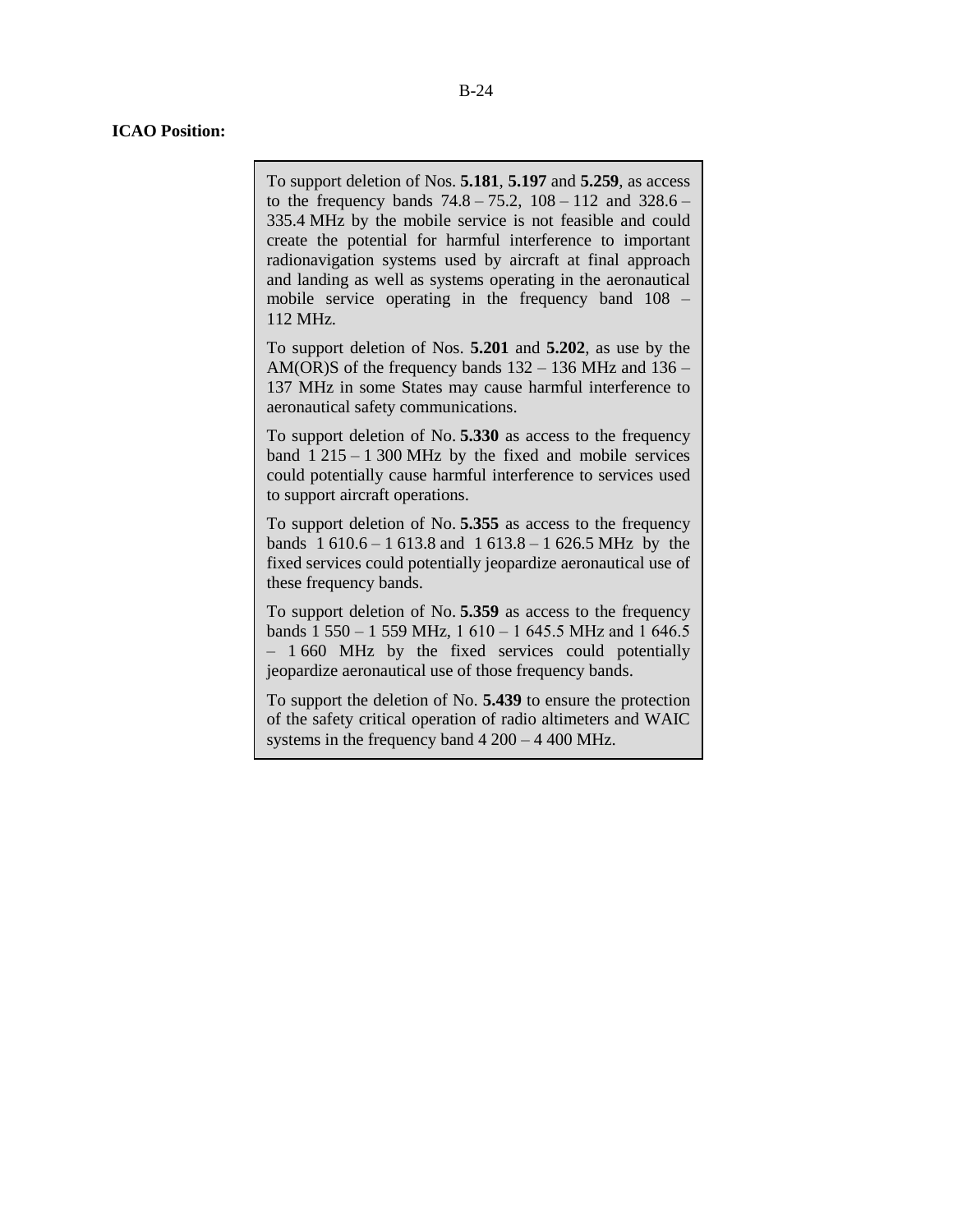**ICAO Position:**

> To support deletion of Nos. **5.181**, **5.197** and **5.259**, as access to the frequency bands 74.8 – 75.2, 108 – 112 and 328.6 – 335.4 MHz by the mobile service is not feasible and could create the potential for harmful interference to important radionavigation systems used by aircraft at final approach and landing as well as systems operating in the aeronautical mobile service operating in the frequency band 108 – 112 MHz.
>
> To support deletion of Nos. **5.201** and **5.202**, as use by the AM(OR)S of the frequency bands 132 – 136 MHz and 136 – 137 MHz in some States may cause harmful interference to aeronautical safety communications.
>
> To support deletion of No. **5.330** as access to the frequency band 1 215 – 1 300 MHz by the fixed and mobile services could potentially cause harmful interference to services used to support aircraft operations.
>
> To support deletion of No. **5.355** as access to the frequency bands 1 610.6 – 1 613.8 and 1 613.8 – 1 626.5 MHz by the fixed services could potentially jeopardize aeronautical use of these frequency bands.
>
> To support deletion of No. **5.359** as access to the frequency bands 1 550 – 1 559 MHz, 1 610 – 1 645.5 MHz and 1 646.5 – 1 660 MHz by the fixed services could potentially jeopardize aeronautical use of those frequency bands.
>
> To support the deletion of No. **5.439** to ensure the protection of the safety critical operation of radio altimeters and WAIC systems in the frequency band 4 200 – 4 400 MHz.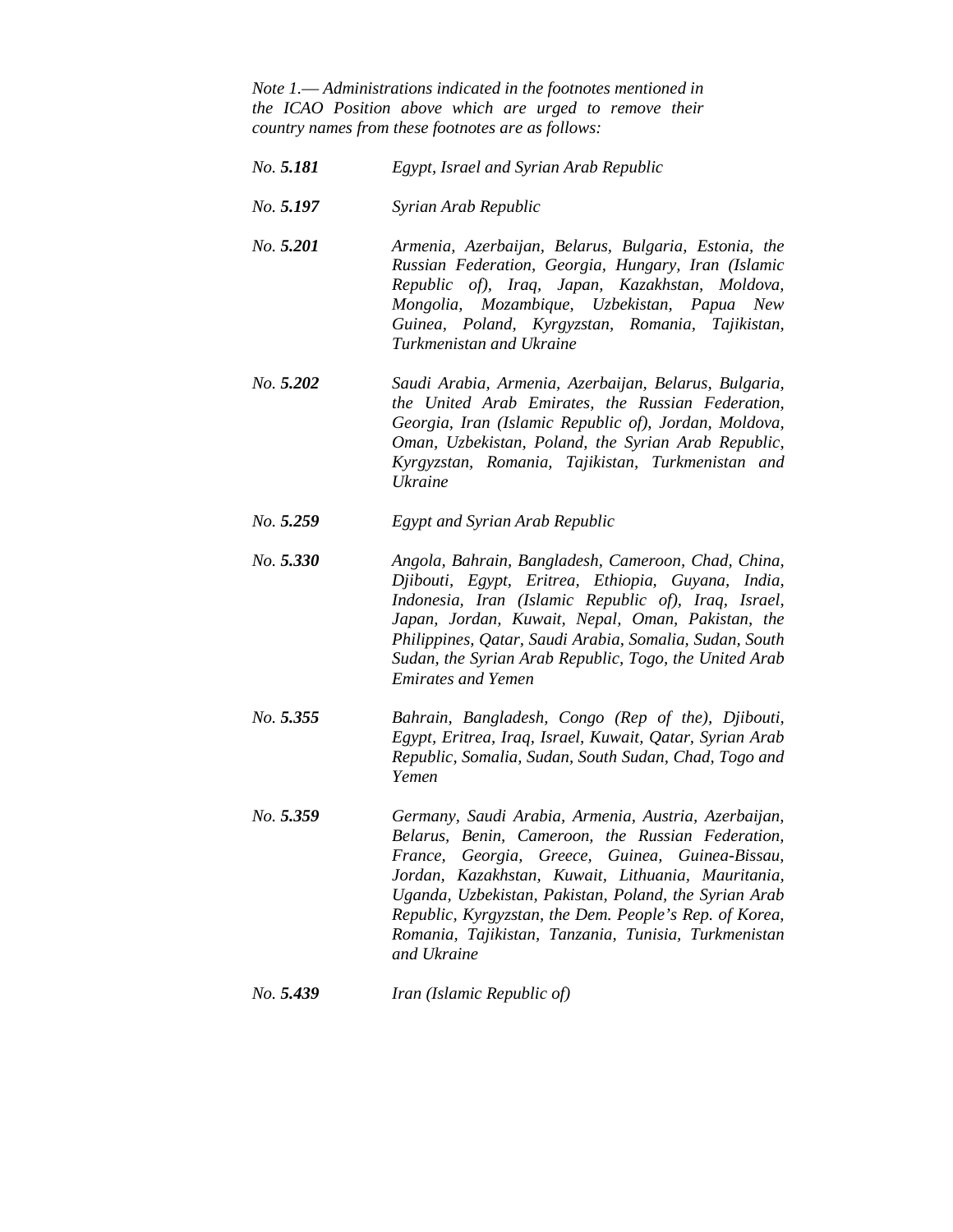*Note 1.— Administrations indicated in the footnotes mentioned in the ICAO Position above which are urged to remove their country names from these footnotes are as follows:*

| | |
|---|---|
| *No. **5.181*** | *Egypt, Israel and Syrian Arab Republic* |
| *No. **5.197*** | *Syrian Arab Republic* |
| *No. **5.201*** | *Armenia, Azerbaijan, Belarus, Bulgaria, Estonia, the Russian Federation, Georgia, Hungary, Iran (Islamic Republic of), Iraq, Japan, Kazakhstan, Moldova, Mongolia, Mozambique, Uzbekistan, Papua New Guinea, Poland, Kyrgyzstan, Romania, Tajikistan, Turkmenistan and Ukraine* |
| *No. **5.202*** | *Saudi Arabia, Armenia, Azerbaijan, Belarus, Bulgaria, the United Arab Emirates, the Russian Federation, Georgia, Iran (Islamic Republic of), Jordan, Moldova, Oman, Uzbekistan, Poland, the Syrian Arab Republic, Kyrgyzstan, Romania, Tajikistan, Turkmenistan and Ukraine* |
| *No. **5.259*** | *Egypt and Syrian Arab Republic* |
| *No. **5.330*** | *Angola, Bahrain, Bangladesh, Cameroon, Chad, China, Djibouti, Egypt, Eritrea, Ethiopia, Guyana, India, Indonesia, Iran (Islamic Republic of), Iraq, Israel, Japan, Jordan, Kuwait, Nepal, Oman, Pakistan, the Philippines, Qatar, Saudi Arabia, Somalia, Sudan, South Sudan, the Syrian Arab Republic, Togo, the United Arab Emirates and Yemen* |
| *No. **5.355*** | *Bahrain, Bangladesh, Congo (Rep of the), Djibouti, Egypt, Eritrea, Iraq, Israel, Kuwait, Qatar, Syrian Arab Republic, Somalia, Sudan, South Sudan, Chad, Togo and Yemen* |
| *No. **5.359*** | *Germany, Saudi Arabia, Armenia, Austria, Azerbaijan, Belarus, Benin, Cameroon, the Russian Federation, France, Georgia, Greece, Guinea, Guinea-Bissau, Jordan, Kazakhstan, Kuwait, Lithuania, Mauritania, Uganda, Uzbekistan, Pakistan, Poland, the Syrian Arab Republic, Kyrgyzstan, the Dem. People's Rep. of Korea, Romania, Tajikistan, Tanzania, Tunisia, Turkmenistan and Ukraine* |
| *No. **5.439*** | *Iran (Islamic Republic of)* |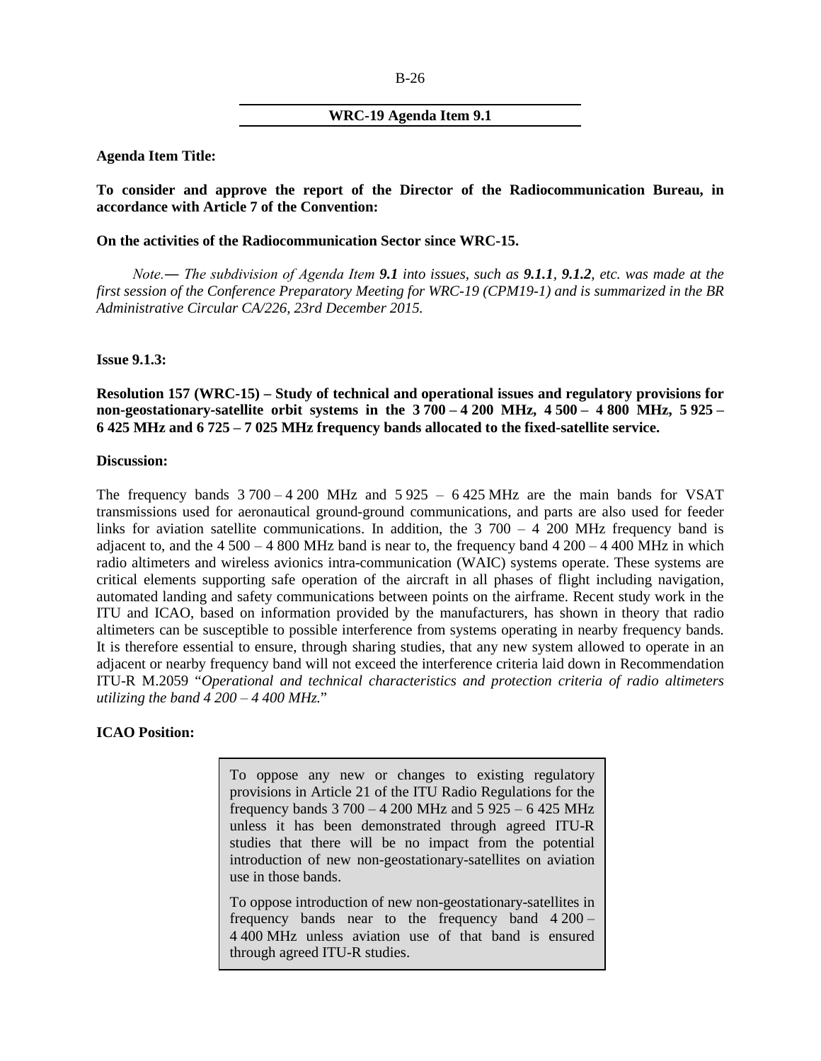## WRC-19 Agenda Item 9.1

**Agenda Item Title:**

**To consider and approve the report of the Director of the Radiocommunication Bureau, in accordance with Article 7 of the Convention:**

**On the activities of the Radiocommunication Sector since WRC-15.**

*Note.— The subdivision of Agenda Item **9.1** into issues, such as **9.1.1**, **9.1.2**, etc. was made at the first session of the Conference Preparatory Meeting for WRC-19 (CPM19-1) and is summarized in the BR Administrative Circular CA/226, 23rd December 2015.*

**Issue 9.1.3:**

**Resolution 157 (WRC-15) – Study of technical and operational issues and regulatory provisions for non-geostationary-satellite orbit systems in the 3 700 – 4 200 MHz, 4 500 – 4 800 MHz, 5 925 – 6 425 MHz and 6 725 – 7 025 MHz frequency bands allocated to the fixed-satellite service.**

**Discussion:**

The frequency bands 3 700 – 4 200 MHz and 5 925 – 6 425 MHz are the main bands for VSAT transmissions used for aeronautical ground-ground communications, and parts are also used for feeder links for aviation satellite communications. In addition, the 3 700 – 4 200 MHz frequency band is adjacent to, and the 4 500 – 4 800 MHz band is near to, the frequency band 4 200 – 4 400 MHz in which radio altimeters and wireless avionics intra-communication (WAIC) systems operate. These systems are critical elements supporting safe operation of the aircraft in all phases of flight including navigation, automated landing and safety communications between points on the airframe. Recent study work in the ITU and ICAO, based on information provided by the manufacturers, has shown in theory that radio altimeters can be susceptible to possible interference from systems operating in nearby frequency bands. It is therefore essential to ensure, through sharing studies, that any new system allowed to operate in an adjacent or nearby frequency band will not exceed the interference criteria laid down in Recommendation ITU-R M.2059 "*Operational and technical characteristics and protection criteria of radio altimeters utilizing the band 4 200 – 4 400 MHz.*"

**ICAO Position:**

> To oppose any new or changes to existing regulatory provisions in Article 21 of the ITU Radio Regulations for the frequency bands 3 700 – 4 200 MHz and 5 925 – 6 425 MHz unless it has been demonstrated through agreed ITU-R studies that there will be no impact from the potential introduction of new non-geostationary-satellites on aviation use in those bands.
>
> To oppose introduction of new non-geostationary-satellites in frequency bands near to the frequency band 4 200 – 4 400 MHz unless aviation use of that band is ensured through agreed ITU-R studies.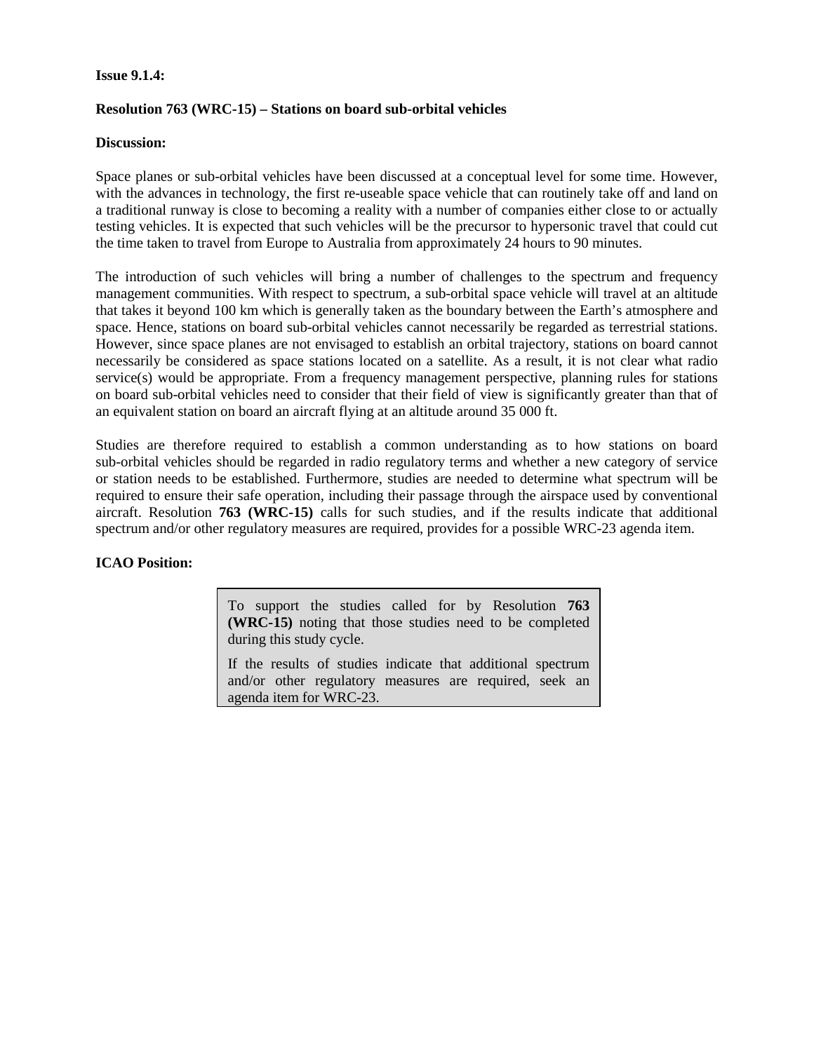**Issue 9.1.4:**

**Resolution 763 (WRC-15) – Stations on board sub-orbital vehicles**

**Discussion:**

Space planes or sub-orbital vehicles have been discussed at a conceptual level for some time. However, with the advances in technology, the first re-useable space vehicle that can routinely take off and land on a traditional runway is close to becoming a reality with a number of companies either close to or actually testing vehicles. It is expected that such vehicles will be the precursor to hypersonic travel that could cut the time taken to travel from Europe to Australia from approximately 24 hours to 90 minutes.

The introduction of such vehicles will bring a number of challenges to the spectrum and frequency management communities. With respect to spectrum, a sub-orbital space vehicle will travel at an altitude that takes it beyond 100 km which is generally taken as the boundary between the Earth's atmosphere and space. Hence, stations on board sub-orbital vehicles cannot necessarily be regarded as terrestrial stations. However, since space planes are not envisaged to establish an orbital trajectory, stations on board cannot necessarily be considered as space stations located on a satellite. As a result, it is not clear what radio service(s) would be appropriate. From a frequency management perspective, planning rules for stations on board sub-orbital vehicles need to consider that their field of view is significantly greater than that of an equivalent station on board an aircraft flying at an altitude around 35 000 ft.

Studies are therefore required to establish a common understanding as to how stations on board sub-orbital vehicles should be regarded in radio regulatory terms and whether a new category of service or station needs to be established. Furthermore, studies are needed to determine what spectrum will be required to ensure their safe operation, including their passage through the airspace used by conventional aircraft. Resolution **763 (WRC-15)** calls for such studies, and if the results indicate that additional spectrum and/or other regulatory measures are required, provides for a possible WRC-23 agenda item.

**ICAO Position:**

> To support the studies called for by Resolution **763 (WRC-15)** noting that those studies need to be completed during this study cycle.
>
> If the results of studies indicate that additional spectrum and/or other regulatory measures are required, seek an agenda item for WRC-23.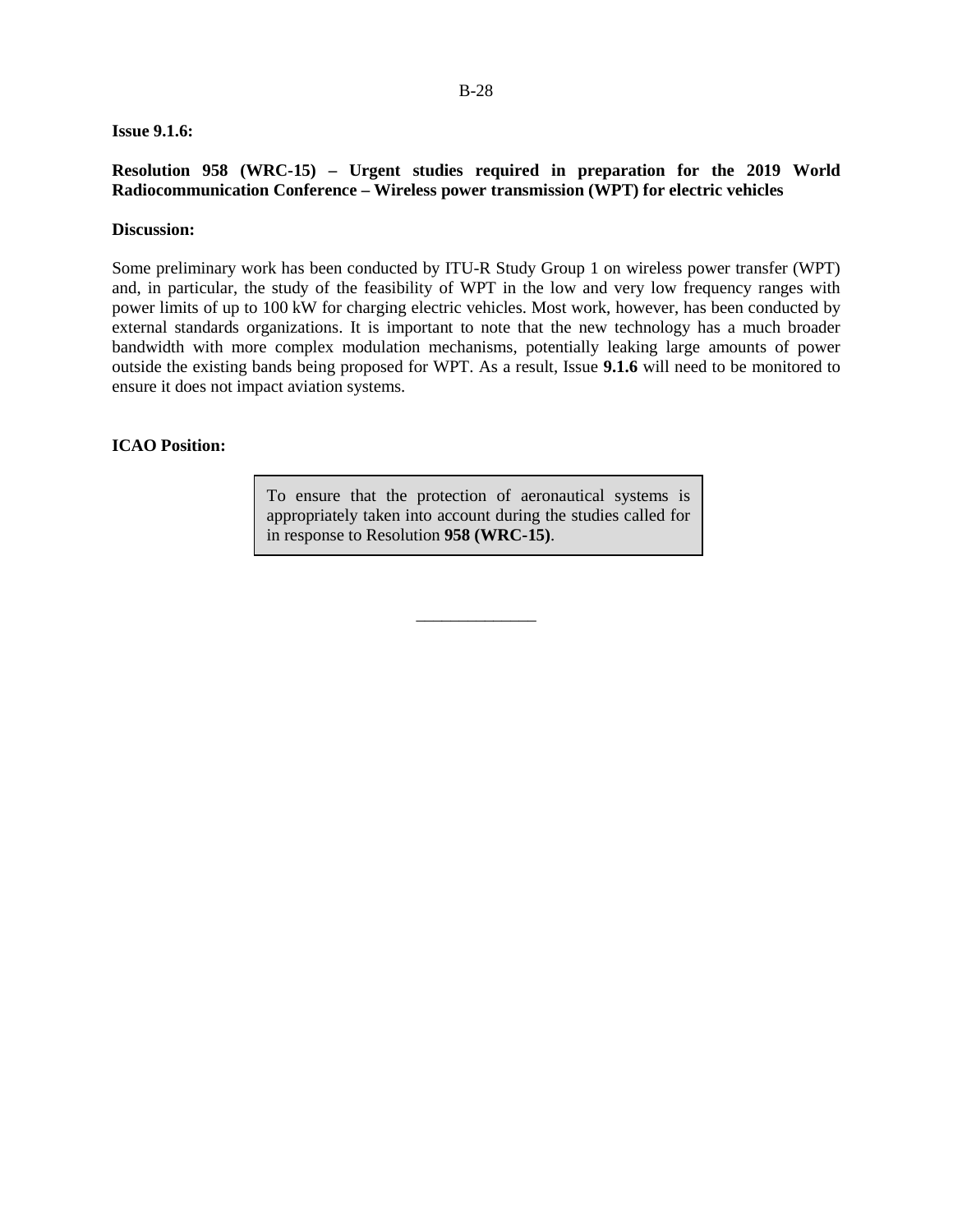**Issue 9.1.6:**

**Resolution 958 (WRC-15) – Urgent studies required in preparation for the 2019 World Radiocommunication Conference – Wireless power transmission (WPT) for electric vehicles**

**Discussion:**

Some preliminary work has been conducted by ITU-R Study Group 1 on wireless power transfer (WPT) and, in particular, the study of the feasibility of WPT in the low and very low frequency ranges with power limits of up to 100 kW for charging electric vehicles. Most work, however, has been conducted by external standards organizations. It is important to note that the new technology has a much broader bandwidth with more complex modulation mechanisms, potentially leaking large amounts of power outside the existing bands being proposed for WPT. As a result, Issue **9.1.6** will need to be monitored to ensure it does not impact aviation systems.

**ICAO Position:**

> To ensure that the protection of aeronautical systems is appropriately taken into account during the studies called for in response to Resolution **958 (WRC-15)**.

______________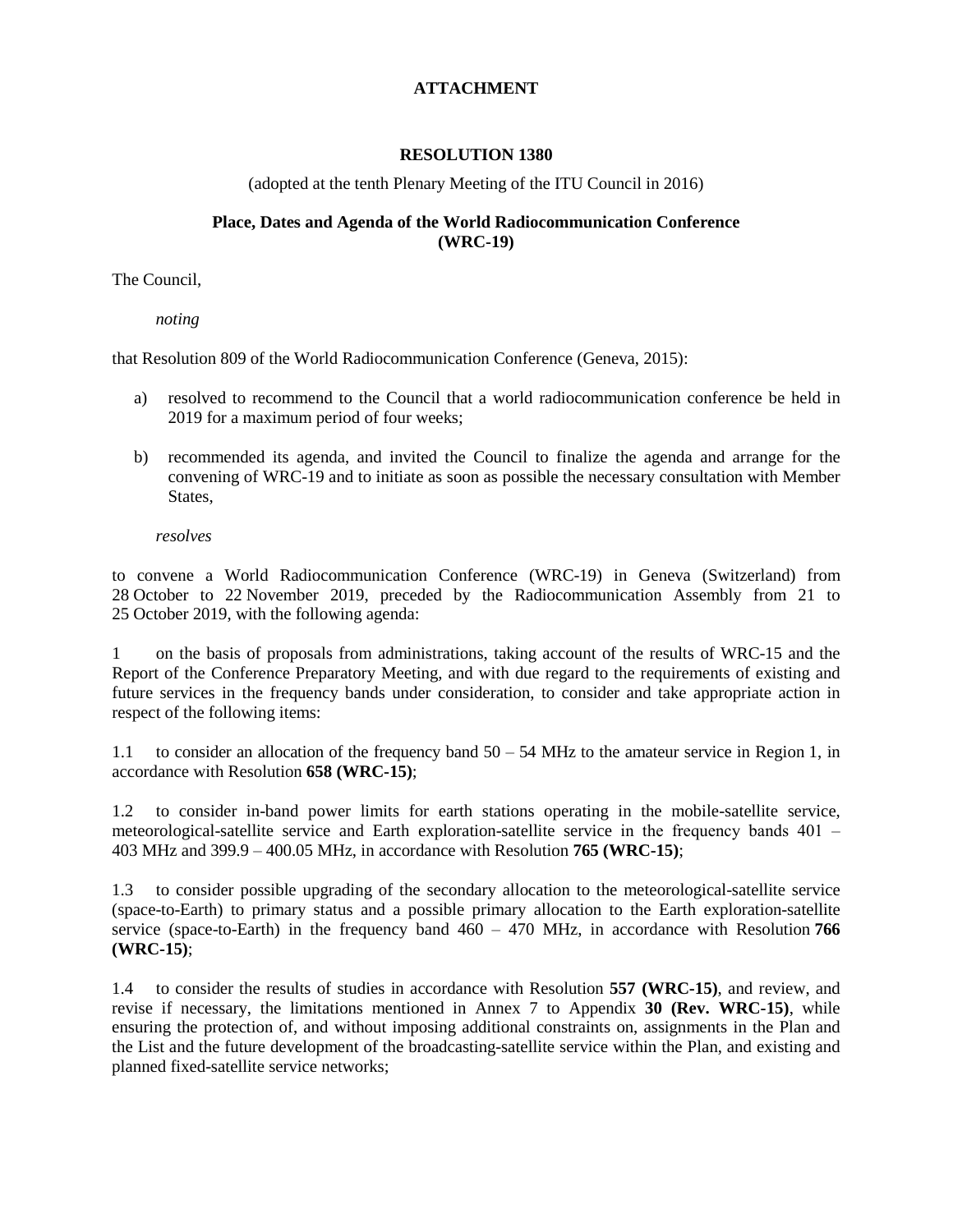**ATTACHMENT**

**RESOLUTION 1380**

(adopted at the tenth Plenary Meeting of the ITU Council in 2016)

**Place, Dates and Agenda of the World Radiocommunication Conference (WRC-19)**

The Council,

*noting*

that Resolution 809 of the World Radiocommunication Conference (Geneva, 2015):

a) resolved to recommend to the Council that a world radiocommunication conference be held in 2019 for a maximum period of four weeks;

b) recommended its agenda, and invited the Council to finalize the agenda and arrange for the convening of WRC-19 and to initiate as soon as possible the necessary consultation with Member States,

*resolves*

to convene a World Radiocommunication Conference (WRC-19) in Geneva (Switzerland) from 28 October to 22 November 2019, preceded by the Radiocommunication Assembly from 21 to 25 October 2019, with the following agenda:

1 on the basis of proposals from administrations, taking account of the results of WRC-15 and the Report of the Conference Preparatory Meeting, and with due regard to the requirements of existing and future services in the frequency bands under consideration, to consider and take appropriate action in respect of the following items:

1.1 to consider an allocation of the frequency band 50 – 54 MHz to the amateur service in Region 1, in accordance with Resolution **658 (WRC-15)**;

1.2 to consider in-band power limits for earth stations operating in the mobile-satellite service, meteorological-satellite service and Earth exploration-satellite service in the frequency bands 401 – 403 MHz and 399.9 – 400.05 MHz, in accordance with Resolution **765 (WRC-15)**;

1.3 to consider possible upgrading of the secondary allocation to the meteorological-satellite service (space-to-Earth) to primary status and a possible primary allocation to the Earth exploration-satellite service (space-to-Earth) in the frequency band 460 – 470 MHz, in accordance with Resolution **766 (WRC-15)**;

1.4 to consider the results of studies in accordance with Resolution **557 (WRC-15)**, and review, and revise if necessary, the limitations mentioned in Annex 7 to Appendix **30 (Rev. WRC-15)**, while ensuring the protection of, and without imposing additional constraints on, assignments in the Plan and the List and the future development of the broadcasting-satellite service within the Plan, and existing and planned fixed-satellite service networks;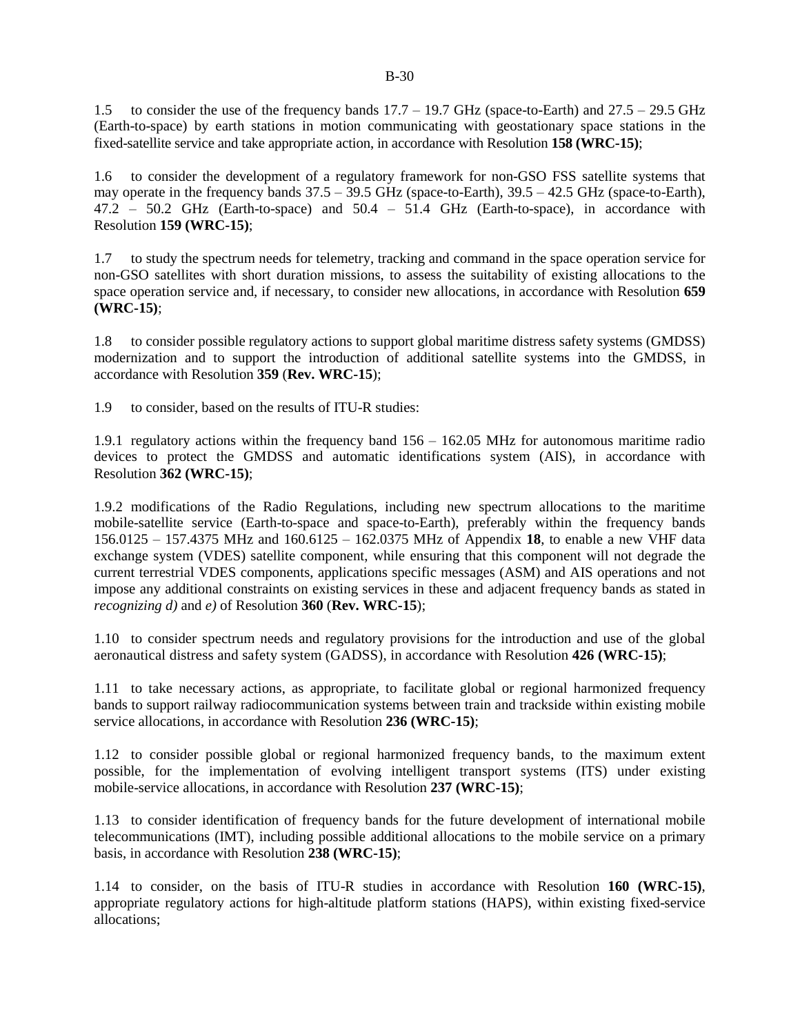1.5 to consider the use of the frequency bands 17.7 – 19.7 GHz (space-to-Earth) and 27.5 – 29.5 GHz (Earth-to-space) by earth stations in motion communicating with geostationary space stations in the fixed-satellite service and take appropriate action, in accordance with Resolution **158 (WRC-15)**;

1.6 to consider the development of a regulatory framework for non-GSO FSS satellite systems that may operate in the frequency bands 37.5 – 39.5 GHz (space-to-Earth), 39.5 – 42.5 GHz (space-to-Earth), 47.2 – 50.2 GHz (Earth-to-space) and 50.4 – 51.4 GHz (Earth-to-space), in accordance with Resolution **159 (WRC-15)**;

1.7 to study the spectrum needs for telemetry, tracking and command in the space operation service for non-GSO satellites with short duration missions, to assess the suitability of existing allocations to the space operation service and, if necessary, to consider new allocations, in accordance with Resolution **659 (WRC-15)**;

1.8 to consider possible regulatory actions to support global maritime distress safety systems (GMDSS) modernization and to support the introduction of additional satellite systems into the GMDSS, in accordance with Resolution **359** (**Rev. WRC-15**);

1.9 to consider, based on the results of ITU-R studies:

1.9.1 regulatory actions within the frequency band 156 – 162.05 MHz for autonomous maritime radio devices to protect the GMDSS and automatic identifications system (AIS), in accordance with Resolution **362 (WRC-15)**;

1.9.2 modifications of the Radio Regulations, including new spectrum allocations to the maritime mobile-satellite service (Earth-to-space and space-to-Earth), preferably within the frequency bands 156.0125 – 157.4375 MHz and 160.6125 – 162.0375 MHz of Appendix **18**, to enable a new VHF data exchange system (VDES) satellite component, while ensuring that this component will not degrade the current terrestrial VDES components, applications specific messages (ASM) and AIS operations and not impose any additional constraints on existing services in these and adjacent frequency bands as stated in *recognizing d)* and *e)* of Resolution **360** (**Rev. WRC-15**);

1.10 to consider spectrum needs and regulatory provisions for the introduction and use of the global aeronautical distress and safety system (GADSS), in accordance with Resolution **426 (WRC-15)**;

1.11 to take necessary actions, as appropriate, to facilitate global or regional harmonized frequency bands to support railway radiocommunication systems between train and trackside within existing mobile service allocations, in accordance with Resolution **236 (WRC-15)**;

1.12 to consider possible global or regional harmonized frequency bands, to the maximum extent possible, for the implementation of evolving intelligent transport systems (ITS) under existing mobile-service allocations, in accordance with Resolution **237 (WRC-15)**;

1.13 to consider identification of frequency bands for the future development of international mobile telecommunications (IMT), including possible additional allocations to the mobile service on a primary basis, in accordance with Resolution **238 (WRC-15)**;

1.14 to consider, on the basis of ITU-R studies in accordance with Resolution **160 (WRC-15)**, appropriate regulatory actions for high-altitude platform stations (HAPS), within existing fixed-service allocations;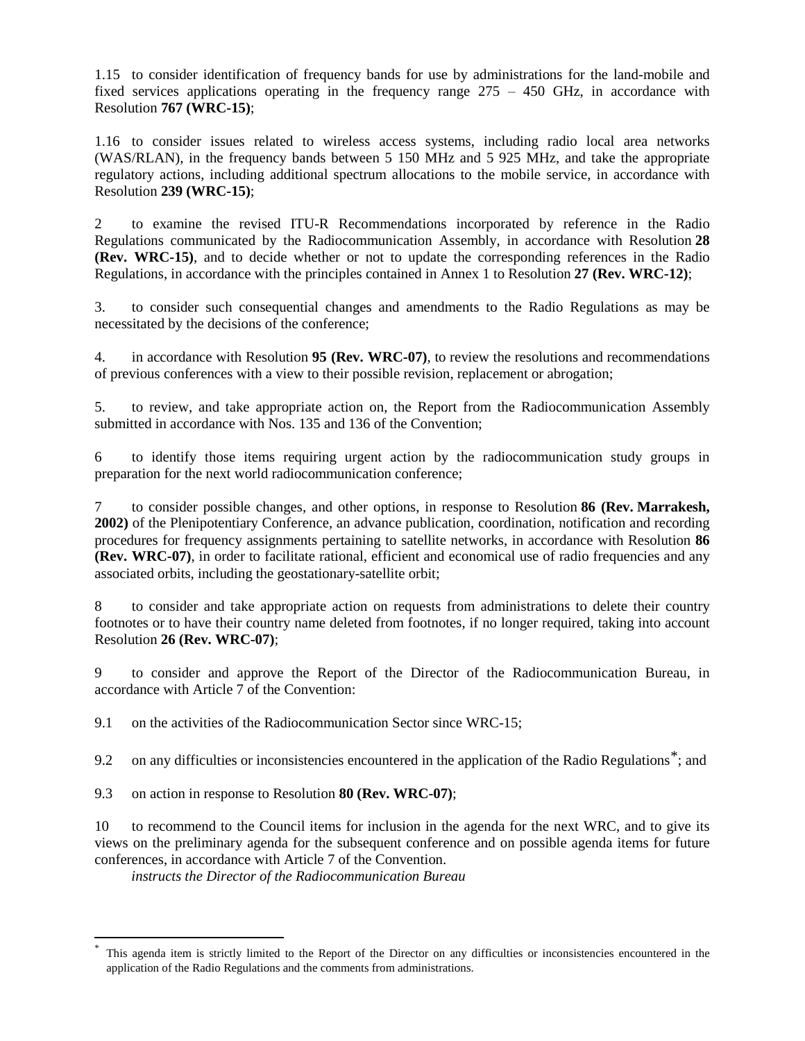1.15 to consider identification of frequency bands for use by administrations for the land-mobile and fixed services applications operating in the frequency range 275 – 450 GHz, in accordance with Resolution **767 (WRC-15)**;

1.16 to consider issues related to wireless access systems, including radio local area networks (WAS/RLAN), in the frequency bands between 5 150 MHz and 5 925 MHz, and take the appropriate regulatory actions, including additional spectrum allocations to the mobile service, in accordance with Resolution **239 (WRC-15)**;

2 to examine the revised ITU-R Recommendations incorporated by reference in the Radio Regulations communicated by the Radiocommunication Assembly, in accordance with Resolution **28 (Rev. WRC-15)**, and to decide whether or not to update the corresponding references in the Radio Regulations, in accordance with the principles contained in Annex 1 to Resolution **27 (Rev. WRC-12)**;

3. to consider such consequential changes and amendments to the Radio Regulations as may be necessitated by the decisions of the conference;

4. in accordance with Resolution **95 (Rev. WRC-07)**, to review the resolutions and recommendations of previous conferences with a view to their possible revision, replacement or abrogation;

5. to review, and take appropriate action on, the Report from the Radiocommunication Assembly submitted in accordance with Nos. 135 and 136 of the Convention;

6 to identify those items requiring urgent action by the radiocommunication study groups in preparation for the next world radiocommunication conference;

7 to consider possible changes, and other options, in response to Resolution **86 (Rev. Marrakesh, 2002)** of the Plenipotentiary Conference, an advance publication, coordination, notification and recording procedures for frequency assignments pertaining to satellite networks, in accordance with Resolution **86 (Rev. WRC-07)**, in order to facilitate rational, efficient and economical use of radio frequencies and any associated orbits, including the geostationary-satellite orbit;

8 to consider and take appropriate action on requests from administrations to delete their country footnotes or to have their country name deleted from footnotes, if no longer required, taking into account Resolution **26 (Rev. WRC-07)**;

9 to consider and approve the Report of the Director of the Radiocommunication Bureau, in accordance with Article 7 of the Convention:

9.1 on the activities of the Radiocommunication Sector since WRC-15;

9.2 on any difficulties or inconsistencies encountered in the application of the Radio Regulations*; and

9.3 on action in response to Resolution **80 (Rev. WRC-07)**;

10 to recommend to the Council items for inclusion in the agenda for the next WRC, and to give its views on the preliminary agenda for the subsequent conference and on possible agenda items for future conferences, in accordance with Article 7 of the Convention.

*instructs the Director of the Radiocommunication Bureau*

---

* This agenda item is strictly limited to the Report of the Director on any difficulties or inconsistencies encountered in the application of the Radio Regulations and the comments from administrations.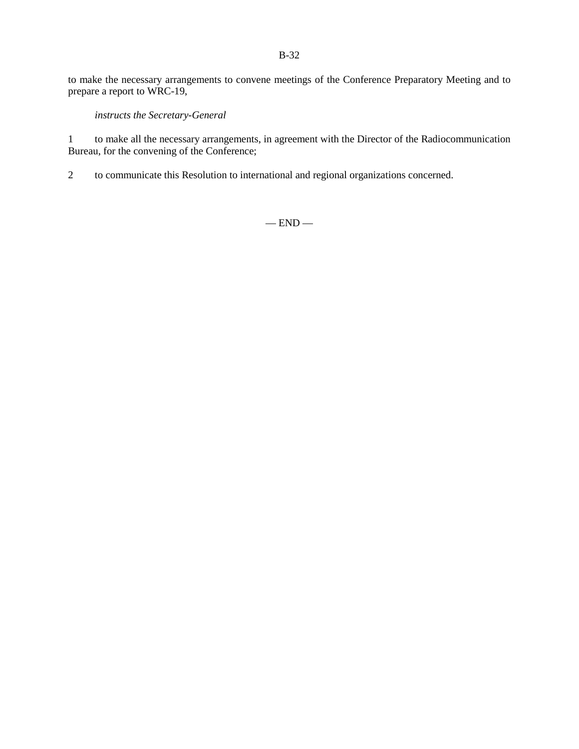to make the necessary arrangements to convene meetings of the Conference Preparatory Meeting and to prepare a report to WRC-19,

*instructs the Secretary-General*

1 to make all the necessary arrangements, in agreement with the Director of the Radiocommunication Bureau, for the convening of the Conference;

2 to communicate this Resolution to international and regional organizations concerned.

— END —